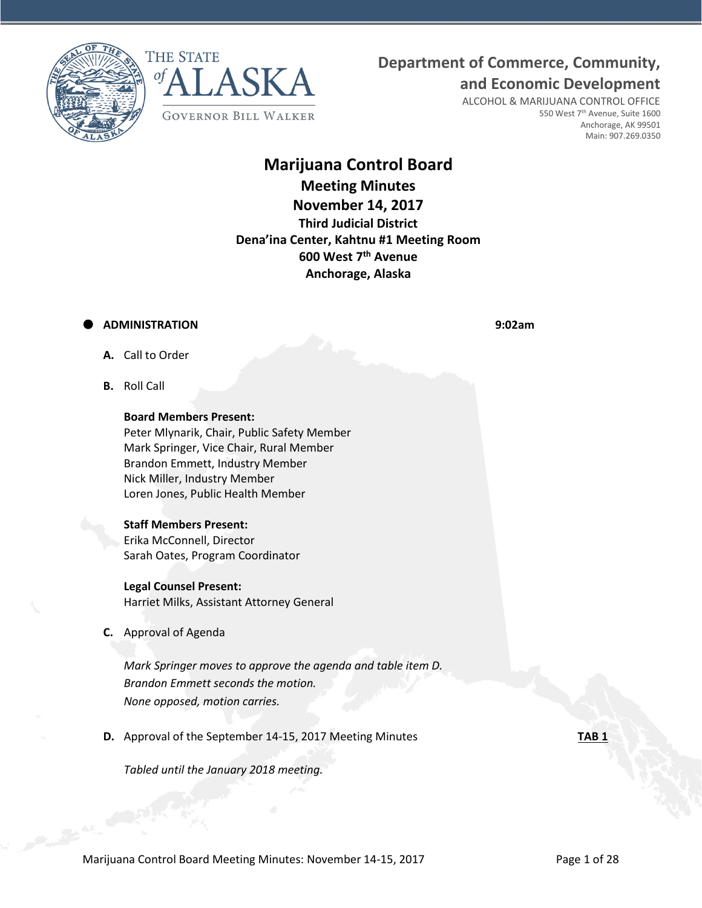THE STATE of ALASKA

GOVERNOR BILL WALKER

**Department of Commerce, Community, and Economic Development**

ALCOHOL & MARIJUANA CONTROL OFFICE
550 West 7th Avenue, Suite 1600
Anchorage, AK 99501
Main: 907.269.0350

# Marijuana Control Board

## Meeting Minutes

## November 14, 2017

**Third Judicial District**
**Dena'ina Center, Kahtnu #1 Meeting Room**
**600 West 7th Avenue**
**Anchorage, Alaska**

- **ADMINISTRATION** **9:02am**

**A.** Call to Order

**B.** Roll Call

**Board Members Present:**
Peter Mlynarik, Chair, Public Safety Member
Mark Springer, Vice Chair, Rural Member
Brandon Emmett, Industry Member
Nick Miller, Industry Member
Loren Jones, Public Health Member

**Staff Members Present:**
Erika McConnell, Director
Sarah Oates, Program Coordinator

**Legal Counsel Present:**
Harriet Milks, Assistant Attorney General

**C.** Approval of Agenda

*Mark Springer moves to approve the agenda and table item D.*
*Brandon Emmett seconds the motion.*
*None opposed, motion carries.*

**D.** Approval of the September 14-15, 2017 Meeting Minutes **TAB 1**

*Tabled until the January 2018 meeting.*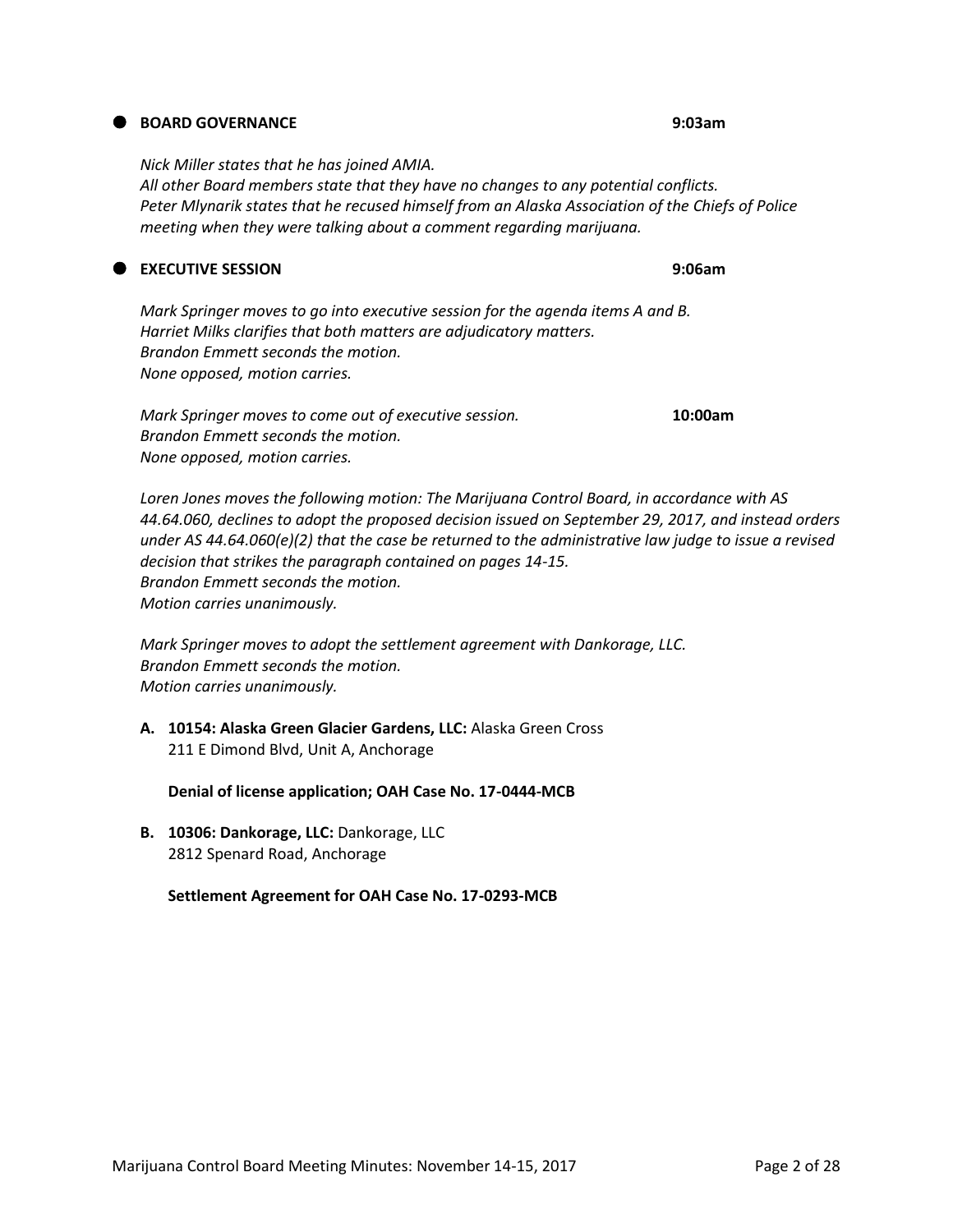## BOARD GOVERNANCE **9:03am**

*Nick Miller states that he has joined AMIA.*
*All other Board members state that they have no changes to any potential conflicts.*
*Peter Mlynarik states that he recused himself from an Alaska Association of the Chiefs of Police meeting when they were talking about a comment regarding marijuana.*

## EXECUTIVE SESSION **9:06am**

*Mark Springer moves to go into executive session for the agenda items A and B.*
*Harriet Milks clarifies that both matters are adjudicatory matters.*
*Brandon Emmett seconds the motion.*
*None opposed, motion carries.*

*Mark Springer moves to come out of executive session.* **10:00am**
*Brandon Emmett seconds the motion.*
*None opposed, motion carries.*

*Loren Jones moves the following motion: The Marijuana Control Board, in accordance with AS 44.64.060, declines to adopt the proposed decision issued on September 29, 2017, and instead orders under AS 44.64.060(e)(2) that the case be returned to the administrative law judge to issue a revised decision that strikes the paragraph contained on pages 14-15.*
*Brandon Emmett seconds the motion.*
*Motion carries unanimously.*

*Mark Springer moves to adopt the settlement agreement with Dankorage, LLC.*
*Brandon Emmett seconds the motion.*
*Motion carries unanimously.*

**A. 10154: Alaska Green Glacier Gardens, LLC:** Alaska Green Cross
211 E Dimond Blvd, Unit A, Anchorage

**Denial of license application; OAH Case No. 17-0444-MCB**

**B. 10306: Dankorage, LLC:** Dankorage, LLC
2812 Spenard Road, Anchorage

**Settlement Agreement for OAH Case No. 17-0293-MCB**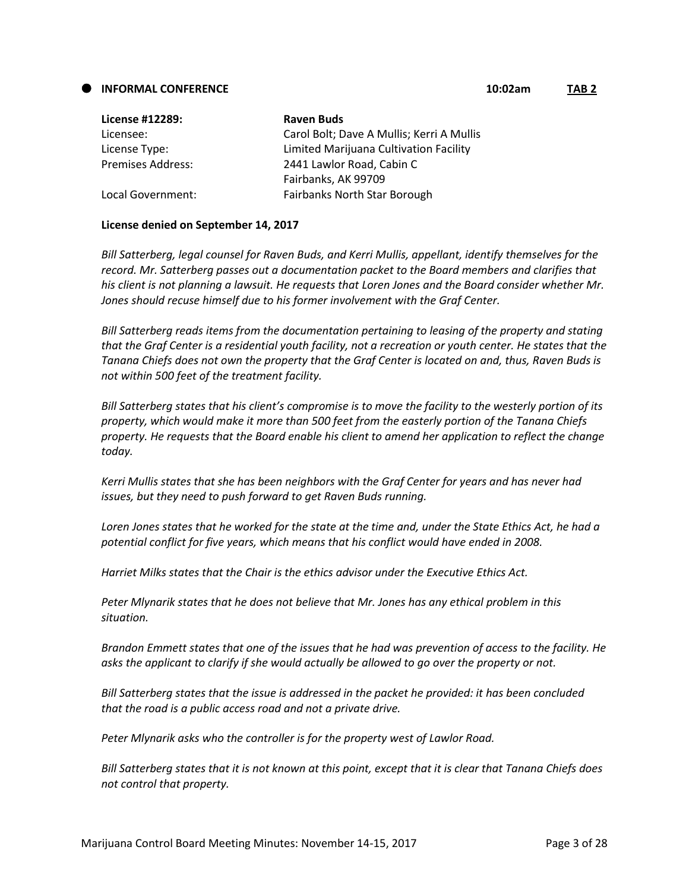**INFORMAL CONFERENCE** **10:02am** **TAB 2**

| **License #12289:** | **Raven Buds** |
| --- | --- |
| Licensee: | Carol Bolt; Dave A Mullis; Kerri A Mullis |
| License Type: | Limited Marijuana Cultivation Facility |
| Premises Address: | 2441 Lawlor Road, Cabin C<br>Fairbanks, AK 99709 |
| Local Government: | Fairbanks North Star Borough |

**License denied on September 14, 2017**

*Bill Satterberg, legal counsel for Raven Buds, and Kerri Mullis, appellant, identify themselves for the record. Mr. Satterberg passes out a documentation packet to the Board members and clarifies that his client is not planning a lawsuit. He requests that Loren Jones and the Board consider whether Mr. Jones should recuse himself due to his former involvement with the Graf Center.*

*Bill Satterberg reads items from the documentation pertaining to leasing of the property and stating that the Graf Center is a residential youth facility, not a recreation or youth center. He states that the Tanana Chiefs does not own the property that the Graf Center is located on and, thus, Raven Buds is not within 500 feet of the treatment facility.*

*Bill Satterberg states that his client's compromise is to move the facility to the westerly portion of its property, which would make it more than 500 feet from the easterly portion of the Tanana Chiefs property. He requests that the Board enable his client to amend her application to reflect the change today.*

*Kerri Mullis states that she has been neighbors with the Graf Center for years and has never had issues, but they need to push forward to get Raven Buds running.*

*Loren Jones states that he worked for the state at the time and, under the State Ethics Act, he had a potential conflict for five years, which means that his conflict would have ended in 2008.*

*Harriet Milks states that the Chair is the ethics advisor under the Executive Ethics Act.*

*Peter Mlynarik states that he does not believe that Mr. Jones has any ethical problem in this situation.*

*Brandon Emmett states that one of the issues that he had was prevention of access to the facility. He asks the applicant to clarify if she would actually be allowed to go over the property or not.*

*Bill Satterberg states that the issue is addressed in the packet he provided: it has been concluded that the road is a public access road and not a private drive.*

*Peter Mlynarik asks who the controller is for the property west of Lawlor Road.*

*Bill Satterberg states that it is not known at this point, except that it is clear that Tanana Chiefs does not control that property.*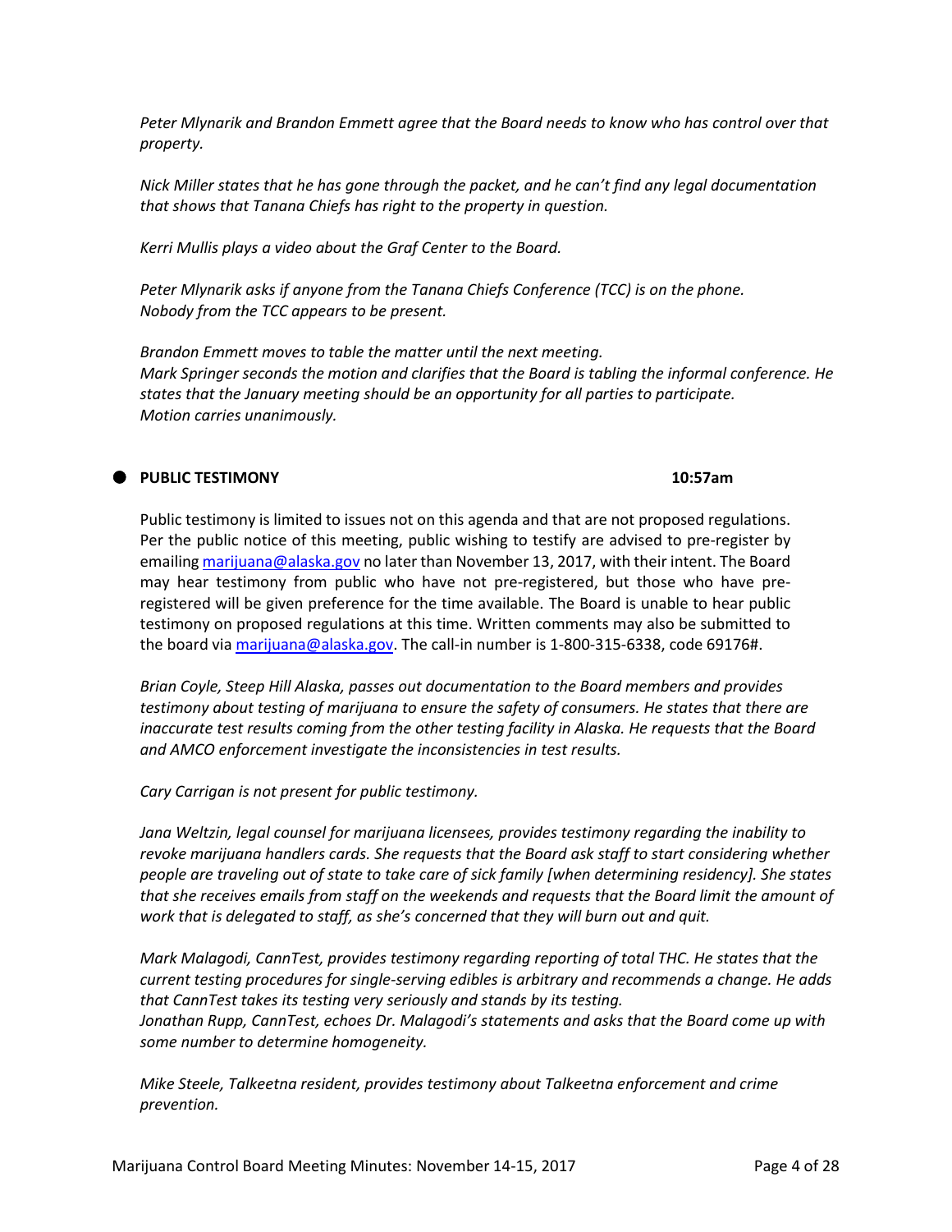*Peter Mlynarik and Brandon Emmett agree that the Board needs to know who has control over that property.*

*Nick Miller states that he has gone through the packet, and he can't find any legal documentation that shows that Tanana Chiefs has right to the property in question.*

*Kerri Mullis plays a video about the Graf Center to the Board.*

*Peter Mlynarik asks if anyone from the Tanana Chiefs Conference (TCC) is on the phone.*
*Nobody from the TCC appears to be present.*

*Brandon Emmett moves to table the matter until the next meeting.*
*Mark Springer seconds the motion and clarifies that the Board is tabling the informal conference. He states that the January meeting should be an opportunity for all parties to participate.*
*Motion carries unanimously.*

- **PUBLIC TESTIMONY** **10:57am**

Public testimony is limited to issues not on this agenda and that are not proposed regulations. Per the public notice of this meeting, public wishing to testify are advised to pre-register by emailing marijuana@alaska.gov no later than November 13, 2017, with their intent. The Board may hear testimony from public who have not pre-registered, but those who have pre-registered will be given preference for the time available. The Board is unable to hear public testimony on proposed regulations at this time. Written comments may also be submitted to the board via marijuana@alaska.gov. The call-in number is 1-800-315-6338, code 69176#.

*Brian Coyle, Steep Hill Alaska, passes out documentation to the Board members and provides testimony about testing of marijuana to ensure the safety of consumers. He states that there are inaccurate test results coming from the other testing facility in Alaska. He requests that the Board and AMCO enforcement investigate the inconsistencies in test results.*

*Cary Carrigan is not present for public testimony.*

*Jana Weltzin, legal counsel for marijuana licensees, provides testimony regarding the inability to revoke marijuana handlers cards. She requests that the Board ask staff to start considering whether people are traveling out of state to take care of sick family [when determining residency]. She states that she receives emails from staff on the weekends and requests that the Board limit the amount of work that is delegated to staff, as she's concerned that they will burn out and quit.*

*Mark Malagodi, CannTest, provides testimony regarding reporting of total THC. He states that the current testing procedures for single-serving edibles is arbitrary and recommends a change. He adds that CannTest takes its testing very seriously and stands by its testing.*
*Jonathan Rupp, CannTest, echoes Dr. Malagodi's statements and asks that the Board come up with some number to determine homogeneity.*

*Mike Steele, Talkeetna resident, provides testimony about Talkeetna enforcement and crime prevention.*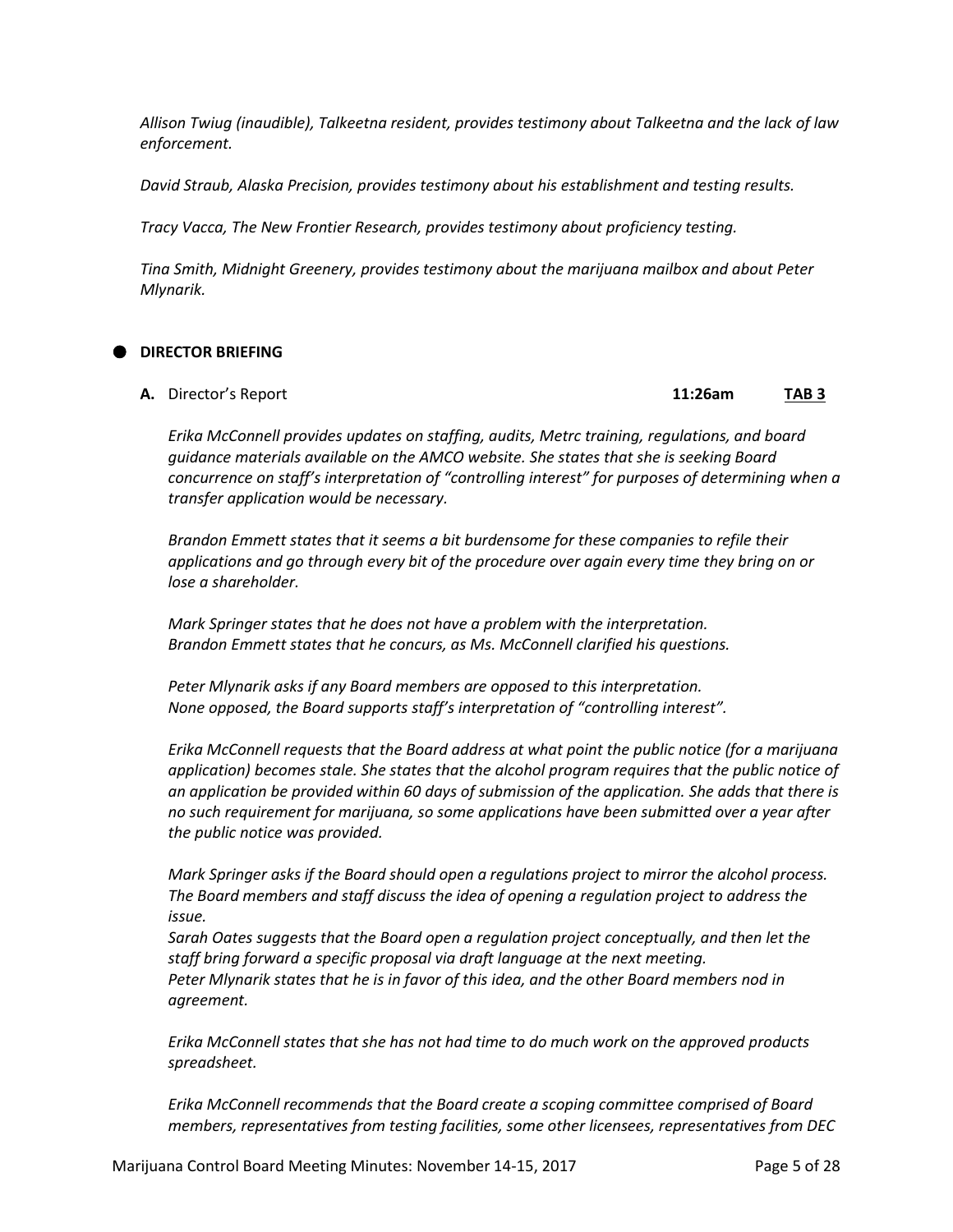*Allison Twiug (inaudible), Talkeetna resident, provides testimony about Talkeetna and the lack of law enforcement.*

*David Straub, Alaska Precision, provides testimony about his establishment and testing results.*

*Tracy Vacca, The New Frontier Research, provides testimony about proficiency testing.*

*Tina Smith, Midnight Greenery, provides testimony about the marijuana mailbox and about Peter Mlynarik.*

- **DIRECTOR BRIEFING**

**A.** Director's Report **11:26am** **TAB 3**

*Erika McConnell provides updates on staffing, audits, Metrc training, regulations, and board guidance materials available on the AMCO website. She states that she is seeking Board concurrence on staff's interpretation of "controlling interest" for purposes of determining when a transfer application would be necessary.*

*Brandon Emmett states that it seems a bit burdensome for these companies to refile their applications and go through every bit of the procedure over again every time they bring on or lose a shareholder.*

*Mark Springer states that he does not have a problem with the interpretation.*
*Brandon Emmett states that he concurs, as Ms. McConnell clarified his questions.*

*Peter Mlynarik asks if any Board members are opposed to this interpretation.*
*None opposed, the Board supports staff's interpretation of "controlling interest".*

*Erika McConnell requests that the Board address at what point the public notice (for a marijuana application) becomes stale. She states that the alcohol program requires that the public notice of an application be provided within 60 days of submission of the application. She adds that there is no such requirement for marijuana, so some applications have been submitted over a year after the public notice was provided.*

*Mark Springer asks if the Board should open a regulations project to mirror the alcohol process. The Board members and staff discuss the idea of opening a regulation project to address the issue.*
*Sarah Oates suggests that the Board open a regulation project conceptually, and then let the staff bring forward a specific proposal via draft language at the next meeting.*
*Peter Mlynarik states that he is in favor of this idea, and the other Board members nod in agreement.*

*Erika McConnell states that she has not had time to do much work on the approved products spreadsheet.*

*Erika McConnell recommends that the Board create a scoping committee comprised of Board members, representatives from testing facilities, some other licensees, representatives from DEC*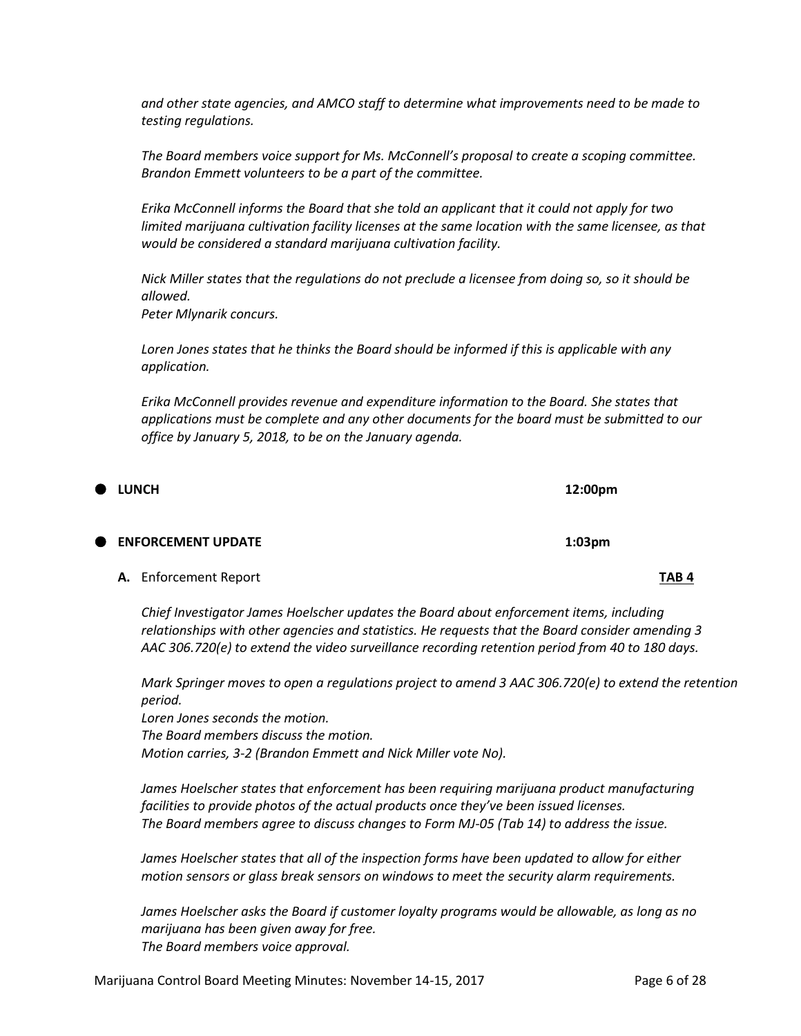*and other state agencies, and AMCO staff to determine what improvements need to be made to testing regulations.*

*The Board members voice support for Ms. McConnell's proposal to create a scoping committee. Brandon Emmett volunteers to be a part of the committee.*

*Erika McConnell informs the Board that she told an applicant that it could not apply for two limited marijuana cultivation facility licenses at the same location with the same licensee, as that would be considered a standard marijuana cultivation facility.*

*Nick Miller states that the regulations do not preclude a licensee from doing so, so it should be allowed.*
*Peter Mlynarik concurs.*

*Loren Jones states that he thinks the Board should be informed if this is applicable with any application.*

*Erika McConnell provides revenue and expenditure information to the Board. She states that applications must be complete and any other documents for the board must be submitted to our office by January 5, 2018, to be on the January agenda.*

- **LUNCH** **12:00pm**

- **ENFORCEMENT UPDATE** **1:03pm**

**A.** Enforcement Report **TAB 4**

*Chief Investigator James Hoelscher updates the Board about enforcement items, including relationships with other agencies and statistics. He requests that the Board consider amending 3 AAC 306.720(e) to extend the video surveillance recording retention period from 40 to 180 days.*

*Mark Springer moves to open a regulations project to amend 3 AAC 306.720(e) to extend the retention period.*
*Loren Jones seconds the motion.*
*The Board members discuss the motion.*
*Motion carries, 3-2 (Brandon Emmett and Nick Miller vote No).*

*James Hoelscher states that enforcement has been requiring marijuana product manufacturing facilities to provide photos of the actual products once they've been issued licenses.*
*The Board members agree to discuss changes to Form MJ-05 (Tab 14) to address the issue.*

*James Hoelscher states that all of the inspection forms have been updated to allow for either motion sensors or glass break sensors on windows to meet the security alarm requirements.*

*James Hoelscher asks the Board if customer loyalty programs would be allowable, as long as no marijuana has been given away for free.*
*The Board members voice approval.*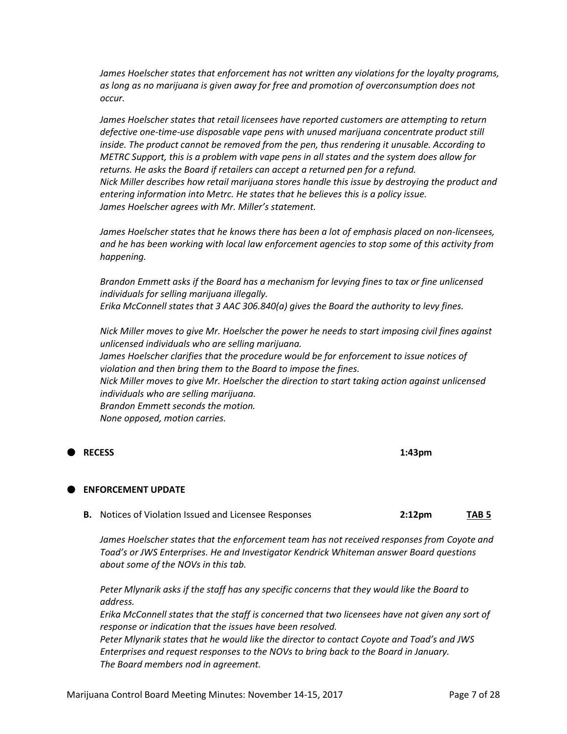*James Hoelscher states that enforcement has not written any violations for the loyalty programs, as long as no marijuana is given away for free and promotion of overconsumption does not occur.*

*James Hoelscher states that retail licensees have reported customers are attempting to return defective one-time-use disposable vape pens with unused marijuana concentrate product still inside. The product cannot be removed from the pen, thus rendering it unusable. According to METRC Support, this is a problem with vape pens in all states and the system does allow for returns. He asks the Board if retailers can accept a returned pen for a refund.*
*Nick Miller describes how retail marijuana stores handle this issue by destroying the product and entering information into Metrc. He states that he believes this is a policy issue.*
*James Hoelscher agrees with Mr. Miller's statement.*

*James Hoelscher states that he knows there has been a lot of emphasis placed on non-licensees, and he has been working with local law enforcement agencies to stop some of this activity from happening.*

*Brandon Emmett asks if the Board has a mechanism for levying fines to tax or fine unlicensed individuals for selling marijuana illegally.*
*Erika McConnell states that 3 AAC 306.840(a) gives the Board the authority to levy fines.*

*Nick Miller moves to give Mr. Hoelscher the power he needs to start imposing civil fines against unlicensed individuals who are selling marijuana.*
*James Hoelscher clarifies that the procedure would be for enforcement to issue notices of violation and then bring them to the Board to impose the fines.*
*Nick Miller moves to give Mr. Hoelscher the direction to start taking action against unlicensed individuals who are selling marijuana.*
*Brandon Emmett seconds the motion.*
*None opposed, motion carries.*

- **RECESS** **1:43pm**

- **ENFORCEMENT UPDATE**

  **B.** Notices of Violation Issued and Licensee Responses **2:12pm** **TAB 5**

*James Hoelscher states that the enforcement team has not received responses from Coyote and Toad's or JWS Enterprises. He and Investigator Kendrick Whiteman answer Board questions about some of the NOVs in this tab.*

*Peter Mlynarik asks if the staff has any specific concerns that they would like the Board to address.*
*Erika McConnell states that the staff is concerned that two licensees have not given any sort of response or indication that the issues have been resolved.*
*Peter Mlynarik states that he would like the director to contact Coyote and Toad's and JWS Enterprises and request responses to the NOVs to bring back to the Board in January.*
*The Board members nod in agreement.*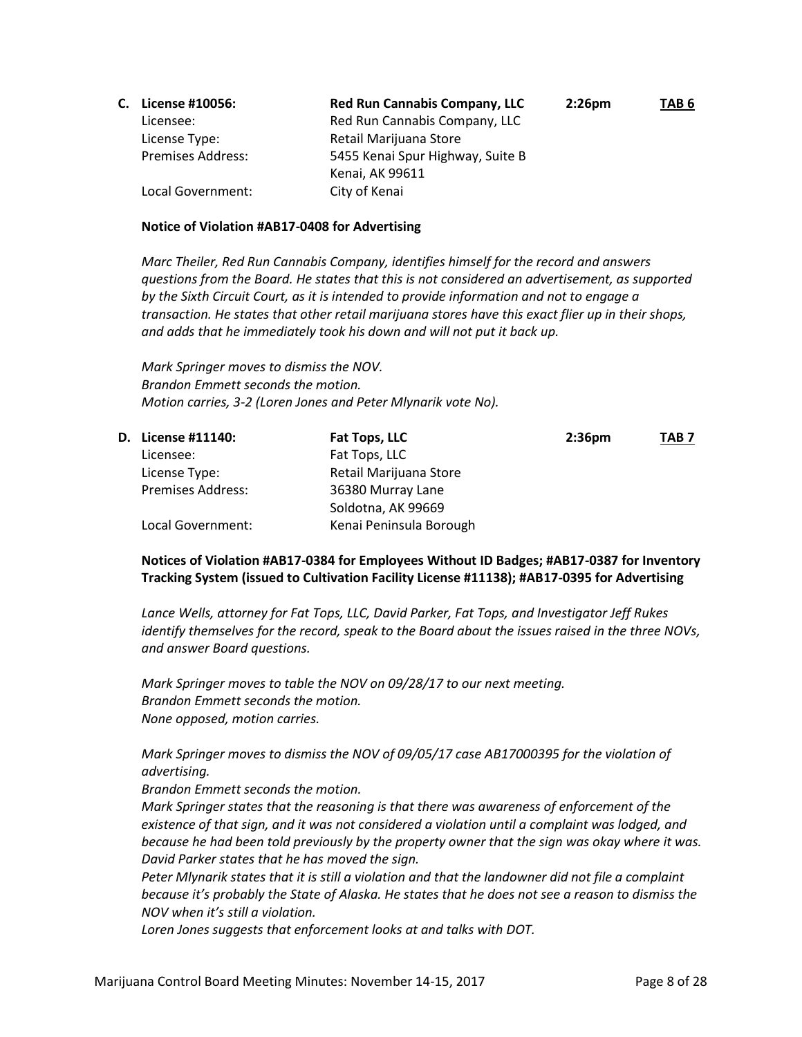**C. License #10056:** **Red Run Cannabis Company, LLC** **2:26pm** **TAB 6**

Licensee: Red Run Cannabis Company, LLC
License Type: Retail Marijuana Store
Premises Address: 5455 Kenai Spur Highway, Suite B
Kenai, AK 99611
Local Government: City of Kenai

**Notice of Violation #AB17-0408 for Advertising**

*Marc Theiler, Red Run Cannabis Company, identifies himself for the record and answers questions from the Board. He states that this is not considered an advertisement, as supported by the Sixth Circuit Court, as it is intended to provide information and not to engage a transaction. He states that other retail marijuana stores have this exact flier up in their shops, and adds that he immediately took his down and will not put it back up.*

*Mark Springer moves to dismiss the NOV.*
*Brandon Emmett seconds the motion.*
*Motion carries, 3-2 (Loren Jones and Peter Mlynarik vote No).*

**D. License #11140:** **Fat Tops, LLC** **2:36pm** **TAB 7**

Licensee: Fat Tops, LLC
License Type: Retail Marijuana Store
Premises Address: 36380 Murray Lane
Soldotna, AK 99669
Local Government: Kenai Peninsula Borough

**Notices of Violation #AB17-0384 for Employees Without ID Badges; #AB17-0387 for Inventory Tracking System (issued to Cultivation Facility License #11138); #AB17-0395 for Advertising**

*Lance Wells, attorney for Fat Tops, LLC, David Parker, Fat Tops, and Investigator Jeff Rukes identify themselves for the record, speak to the Board about the issues raised in the three NOVs, and answer Board questions.*

*Mark Springer moves to table the NOV on 09/28/17 to our next meeting.*
*Brandon Emmett seconds the motion.*
*None opposed, motion carries.*

*Mark Springer moves to dismiss the NOV of 09/05/17 case AB17000395 for the violation of advertising.*
*Brandon Emmett seconds the motion.*
*Mark Springer states that the reasoning is that there was awareness of enforcement of the existence of that sign, and it was not considered a violation until a complaint was lodged, and because he had been told previously by the property owner that the sign was okay where it was.*
*David Parker states that he has moved the sign.*
*Peter Mlynarik states that it is still a violation and that the landowner did not file a complaint because it's probably the State of Alaska. He states that he does not see a reason to dismiss the NOV when it's still a violation.*
*Loren Jones suggests that enforcement looks at and talks with DOT.*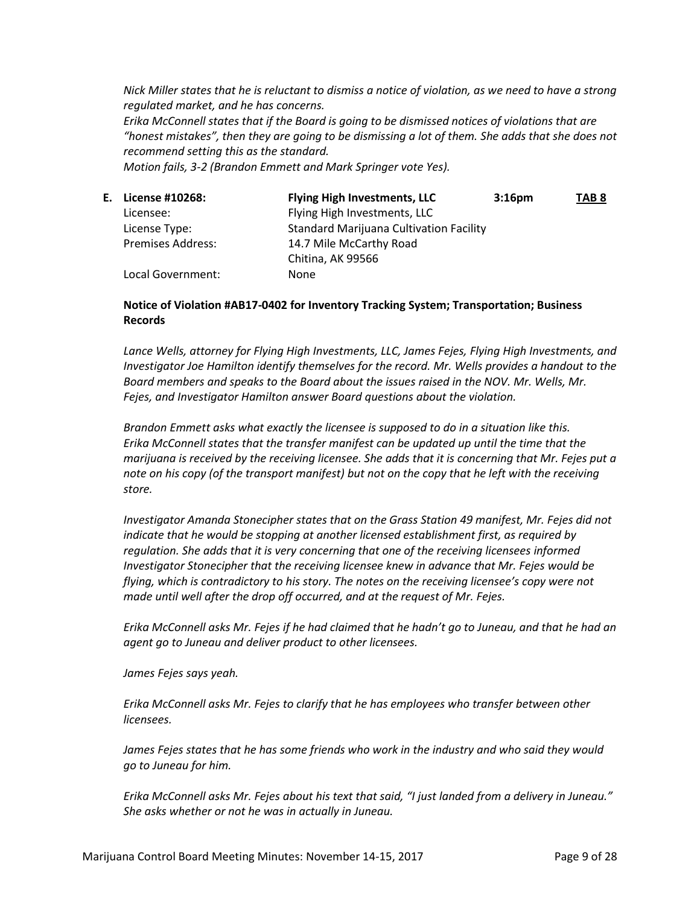*Nick Miller states that he is reluctant to dismiss a notice of violation, as we need to have a strong regulated market, and he has concerns.*
*Erika McConnell states that if the Board is going to be dismissed notices of violations that are "honest mistakes", then they are going to be dismissing a lot of them. She adds that she does not recommend setting this as the standard.*
*Motion fails, 3-2 (Brandon Emmett and Mark Springer vote Yes).*

**E. License #10268: Flying High Investments, LLC 3:16pm TAB 8**

| | |
|---|---|
| Licensee: | Flying High Investments, LLC |
| License Type: | Standard Marijuana Cultivation Facility |
| Premises Address: | 14.7 Mile McCarthy Road<br>Chitina, AK 99566 |
| Local Government: | None |

**Notice of Violation #AB17-0402 for Inventory Tracking System; Transportation; Business Records**

*Lance Wells, attorney for Flying High Investments, LLC, James Fejes, Flying High Investments, and Investigator Joe Hamilton identify themselves for the record. Mr. Wells provides a handout to the Board members and speaks to the Board about the issues raised in the NOV. Mr. Wells, Mr. Fejes, and Investigator Hamilton answer Board questions about the violation.*

*Brandon Emmett asks what exactly the licensee is supposed to do in a situation like this.*
*Erika McConnell states that the transfer manifest can be updated up until the time that the marijuana is received by the receiving licensee. She adds that it is concerning that Mr. Fejes put a note on his copy (of the transport manifest) but not on the copy that he left with the receiving store.*

*Investigator Amanda Stonecipher states that on the Grass Station 49 manifest, Mr. Fejes did not indicate that he would be stopping at another licensed establishment first, as required by regulation. She adds that it is very concerning that one of the receiving licensees informed Investigator Stonecipher that the receiving licensee knew in advance that Mr. Fejes would be flying, which is contradictory to his story. The notes on the receiving licensee's copy were not made until well after the drop off occurred, and at the request of Mr. Fejes.*

*Erika McConnell asks Mr. Fejes if he had claimed that he hadn't go to Juneau, and that he had an agent go to Juneau and deliver product to other licensees.*

*James Fejes says yeah.*

*Erika McConnell asks Mr. Fejes to clarify that he has employees who transfer between other licensees.*

*James Fejes states that he has some friends who work in the industry and who said they would go to Juneau for him.*

*Erika McConnell asks Mr. Fejes about his text that said, "I just landed from a delivery in Juneau." She asks whether or not he was in actually in Juneau.*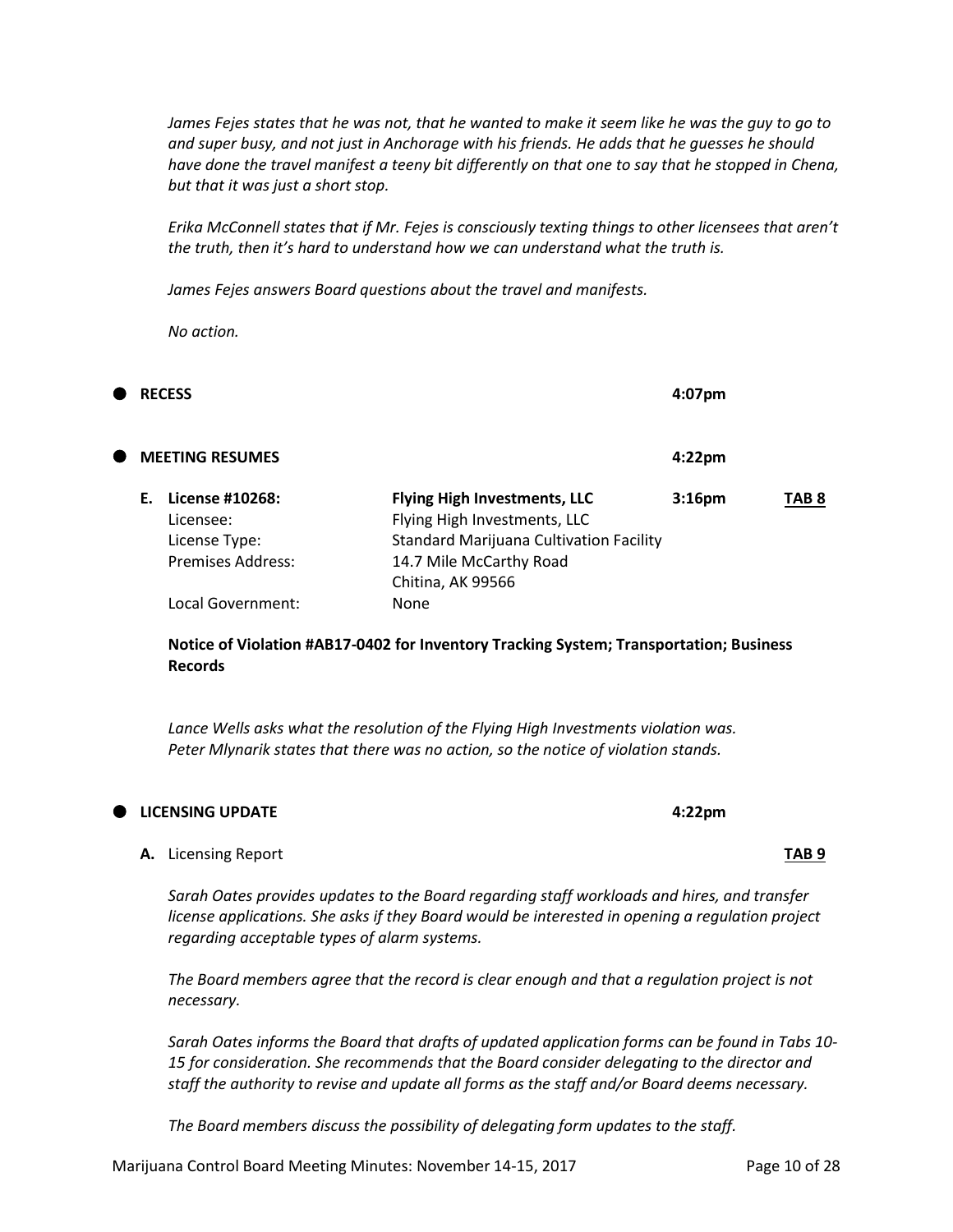*James Fejes states that he was not, that he wanted to make it seem like he was the guy to go to and super busy, and not just in Anchorage with his friends. He adds that he guesses he should have done the travel manifest a teeny bit differently on that one to say that he stopped in Chena, but that it was just a short stop.*

*Erika McConnell states that if Mr. Fejes is consciously texting things to other licensees that aren't the truth, then it's hard to understand how we can understand what the truth is.*

*James Fejes answers Board questions about the travel and manifests.*

*No action.*

- **RECESS** 4:07pm

- **MEETING RESUMES** 4:22pm

| | | | |
|---|---|---|---|
| **E. License #10268:** | **Flying High Investments, LLC** | **3:16pm** | **TAB 8** |
| Licensee: | Flying High Investments, LLC | | |
| License Type: | Standard Marijuana Cultivation Facility | | |
| Premises Address: | 14.7 Mile McCarthy Road<br>Chitina, AK 99566 | | |
| Local Government: | None | | |

**Notice of Violation #AB17-0402 for Inventory Tracking System; Transportation; Business Records**

*Lance Wells asks what the resolution of the Flying High Investments violation was.*
*Peter Mlynarik states that there was no action, so the notice of violation stands.*

- **LICENSING UPDATE** 4:22pm

**A.** Licensing Report **TAB 9**

*Sarah Oates provides updates to the Board regarding staff workloads and hires, and transfer license applications. She asks if they Board would be interested in opening a regulation project regarding acceptable types of alarm systems.*

*The Board members agree that the record is clear enough and that a regulation project is not necessary.*

*Sarah Oates informs the Board that drafts of updated application forms can be found in Tabs 10-15 for consideration. She recommends that the Board consider delegating to the director and staff the authority to revise and update all forms as the staff and/or Board deems necessary.*

*The Board members discuss the possibility of delegating form updates to the staff.*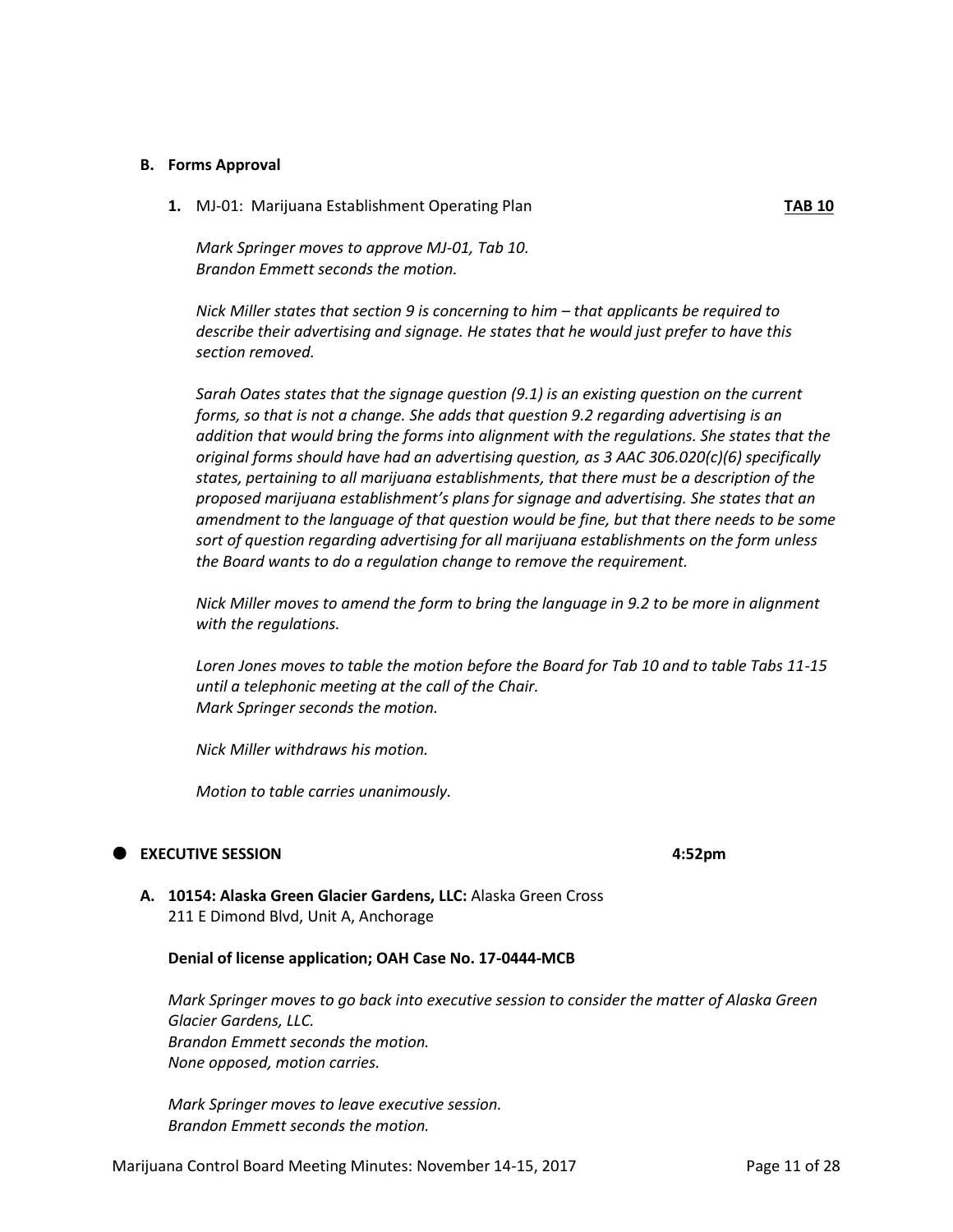### B. Forms Approval

**1.** MJ-01: Marijuana Establishment Operating Plan **TAB 10**

*Mark Springer moves to approve MJ-01, Tab 10.*
*Brandon Emmett seconds the motion.*

*Nick Miller states that section 9 is concerning to him – that applicants be required to describe their advertising and signage. He states that he would just prefer to have this section removed.*

*Sarah Oates states that the signage question (9.1) is an existing question on the current forms, so that is not a change. She adds that question 9.2 regarding advertising is an addition that would bring the forms into alignment with the regulations. She states that the original forms should have had an advertising question, as 3 AAC 306.020(c)(6) specifically states, pertaining to all marijuana establishments, that there must be a description of the proposed marijuana establishment's plans for signage and advertising. She states that an amendment to the language of that question would be fine, but that there needs to be some sort of question regarding advertising for all marijuana establishments on the form unless the Board wants to do a regulation change to remove the requirement.*

*Nick Miller moves to amend the form to bring the language in 9.2 to be more in alignment with the regulations.*

*Loren Jones moves to table the motion before the Board for Tab 10 and to table Tabs 11-15 until a telephonic meeting at the call of the Chair.*
*Mark Springer seconds the motion.*

*Nick Miller withdraws his motion.*

*Motion to table carries unanimously.*

## EXECUTIVE SESSION 4:52pm

**A. 10154: Alaska Green Glacier Gardens, LLC:** Alaska Green Cross
211 E Dimond Blvd, Unit A, Anchorage

**Denial of license application; OAH Case No. 17-0444-MCB**

*Mark Springer moves to go back into executive session to consider the matter of Alaska Green Glacier Gardens, LLC.*
*Brandon Emmett seconds the motion.*
*None opposed, motion carries.*

*Mark Springer moves to leave executive session.*
*Brandon Emmett seconds the motion.*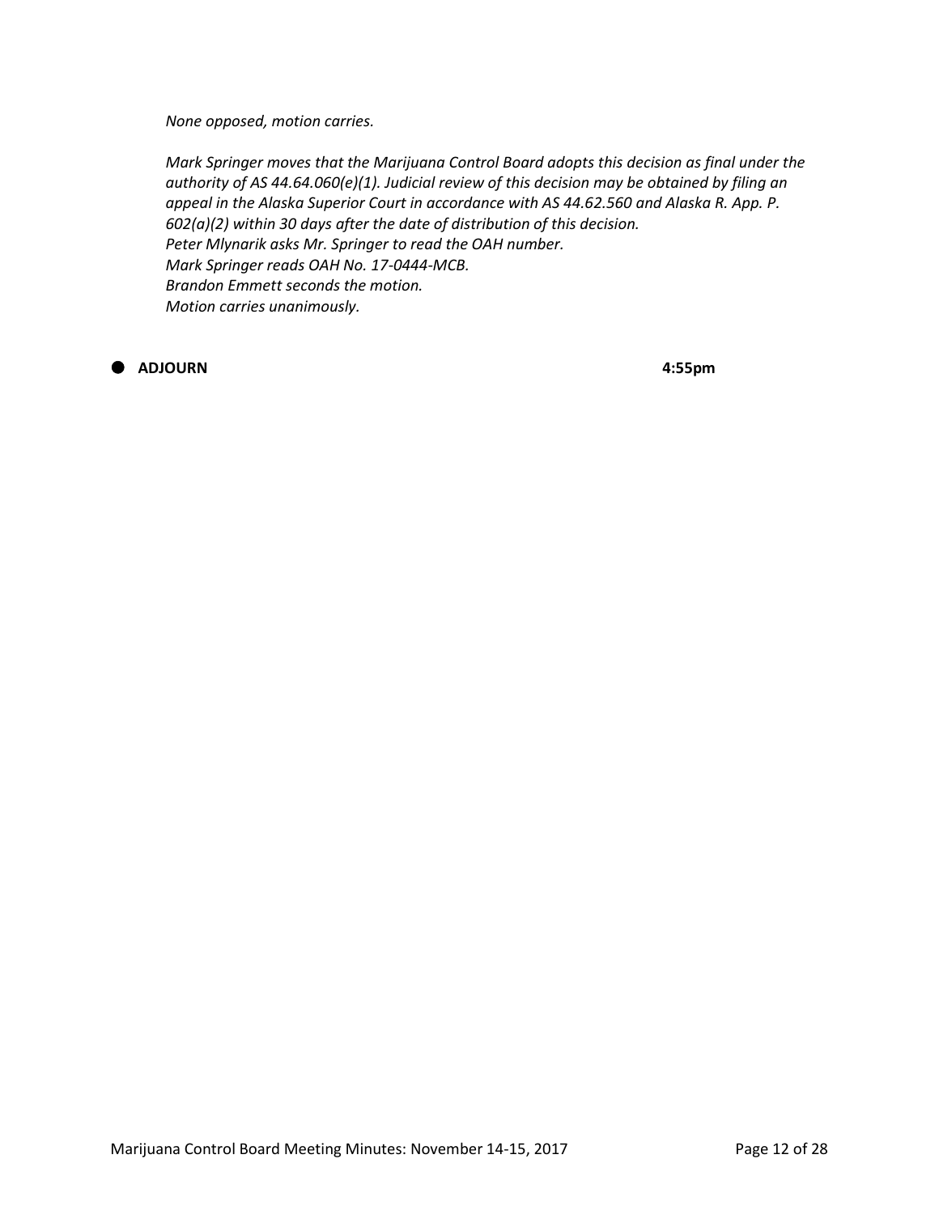*None opposed, motion carries.*

*Mark Springer moves that the Marijuana Control Board adopts this decision as final under the authority of AS 44.64.060(e)(1). Judicial review of this decision may be obtained by filing an appeal in the Alaska Superior Court in accordance with AS 44.62.560 and Alaska R. App. P. 602(a)(2) within 30 days after the date of distribution of this decision.*
*Peter Mlynarik asks Mr. Springer to read the OAH number.*
*Mark Springer reads OAH No. 17-0444-MCB.*
*Brandon Emmett seconds the motion.*
*Motion carries unanimously.*

- **ADJOURN** **4:55pm**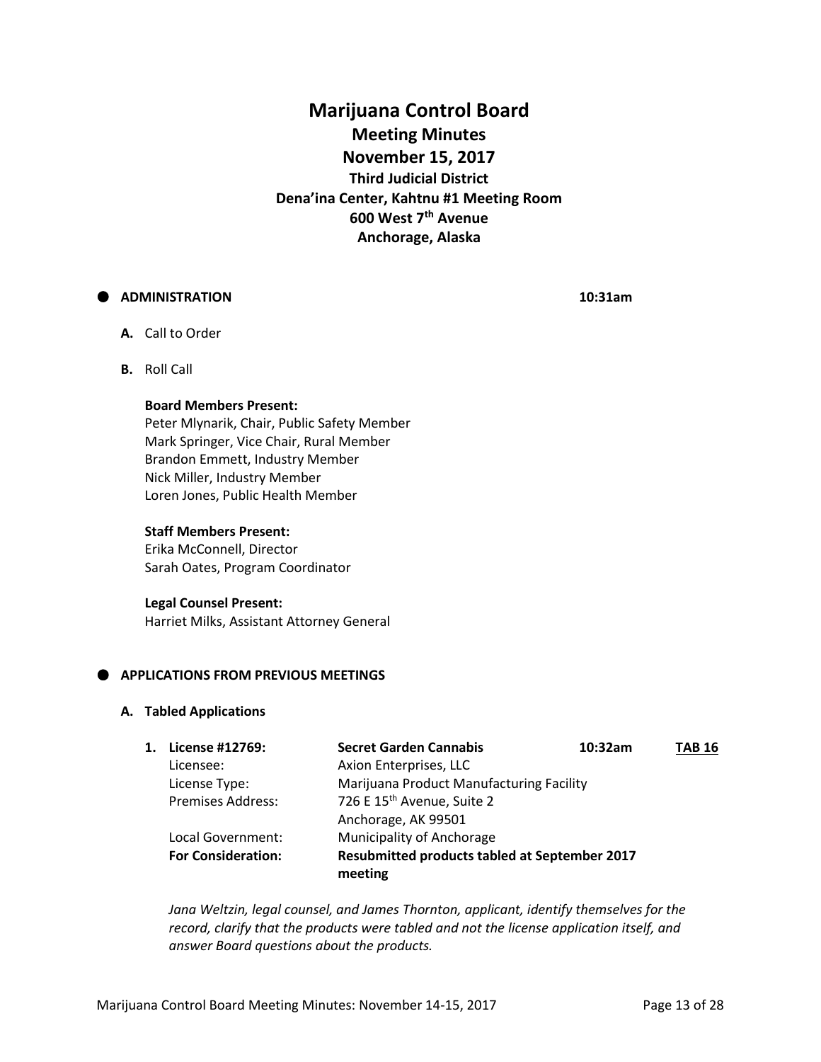# Marijuana Control Board

## Meeting Minutes

## November 15, 2017

### Third Judicial District

### Dena'ina Center, Kahtnu #1 Meeting Room

### 600 West 7th Avenue

### Anchorage, Alaska

- **ADMINISTRATION** **10:31am**

  **A.** Call to Order

  **B.** Roll Call

  **Board Members Present:**
  Peter Mlynarik, Chair, Public Safety Member
  Mark Springer, Vice Chair, Rural Member
  Brandon Emmett, Industry Member
  Nick Miller, Industry Member
  Loren Jones, Public Health Member

  **Staff Members Present:**
  Erika McConnell, Director
  Sarah Oates, Program Coordinator

  **Legal Counsel Present:**
  Harriet Milks, Assistant Attorney General

- **APPLICATIONS FROM PREVIOUS MEETINGS**

  **A. Tabled Applications**

| | | | |
|---|---|---|---|
| **1. License #12769:** | **Secret Garden Cannabis** | **10:32am** | **TAB 16** |
| Licensee: | Axion Enterprises, LLC | | |
| License Type: | Marijuana Product Manufacturing Facility | | |
| Premises Address: | 726 E 15th Avenue, Suite 2<br>Anchorage, AK 99501 | | |
| Local Government: | Municipality of Anchorage | | |
| **For Consideration:** | **Resubmitted products tabled at September 2017 meeting** | | |

*Jana Weltzin, legal counsel, and James Thornton, applicant, identify themselves for the record, clarify that the products were tabled and not the license application itself, and answer Board questions about the products.*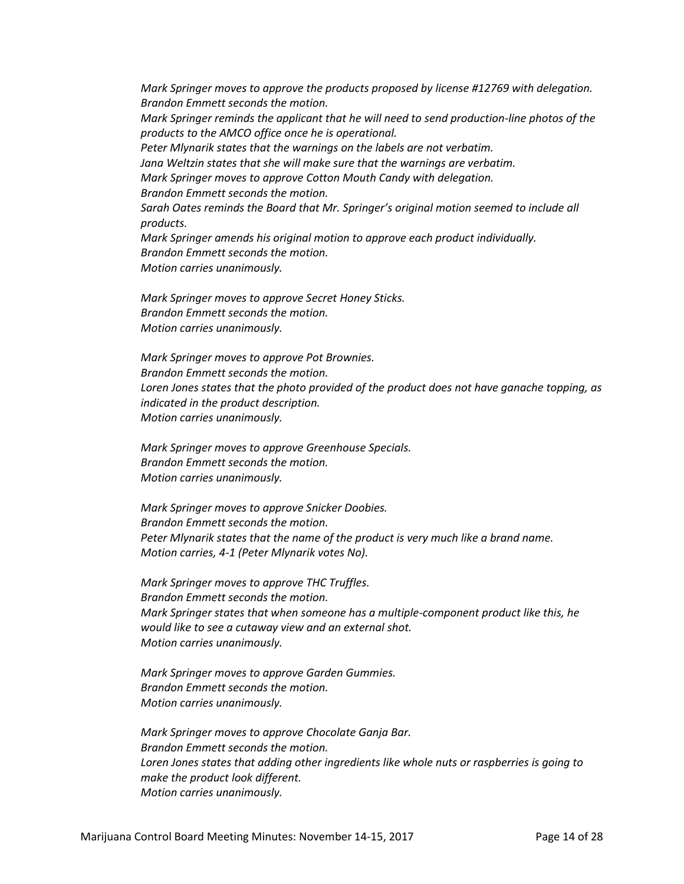*Mark Springer moves to approve the products proposed by license #12769 with delegation.*
*Brandon Emmett seconds the motion.*
*Mark Springer reminds the applicant that he will need to send production-line photos of the products to the AMCO office once he is operational.*
*Peter Mlynarik states that the warnings on the labels are not verbatim.*
*Jana Weltzin states that she will make sure that the warnings are verbatim.*
*Mark Springer moves to approve Cotton Mouth Candy with delegation.*
*Brandon Emmett seconds the motion.*
*Sarah Oates reminds the Board that Mr. Springer's original motion seemed to include all products.*
*Mark Springer amends his original motion to approve each product individually.*
*Brandon Emmett seconds the motion.*
*Motion carries unanimously.*

*Mark Springer moves to approve Secret Honey Sticks.*
*Brandon Emmett seconds the motion.*
*Motion carries unanimously.*

*Mark Springer moves to approve Pot Brownies.*
*Brandon Emmett seconds the motion.*
*Loren Jones states that the photo provided of the product does not have ganache topping, as indicated in the product description.*
*Motion carries unanimously.*

*Mark Springer moves to approve Greenhouse Specials.*
*Brandon Emmett seconds the motion.*
*Motion carries unanimously.*

*Mark Springer moves to approve Snicker Doobies.*
*Brandon Emmett seconds the motion.*
*Peter Mlynarik states that the name of the product is very much like a brand name.*
*Motion carries, 4-1 (Peter Mlynarik votes No).*

*Mark Springer moves to approve THC Truffles.*
*Brandon Emmett seconds the motion.*
*Mark Springer states that when someone has a multiple-component product like this, he would like to see a cutaway view and an external shot.*
*Motion carries unanimously.*

*Mark Springer moves to approve Garden Gummies.*
*Brandon Emmett seconds the motion.*
*Motion carries unanimously.*

*Mark Springer moves to approve Chocolate Ganja Bar.*
*Brandon Emmett seconds the motion.*
*Loren Jones states that adding other ingredients like whole nuts or raspberries is going to make the product look different.*
*Motion carries unanimously.*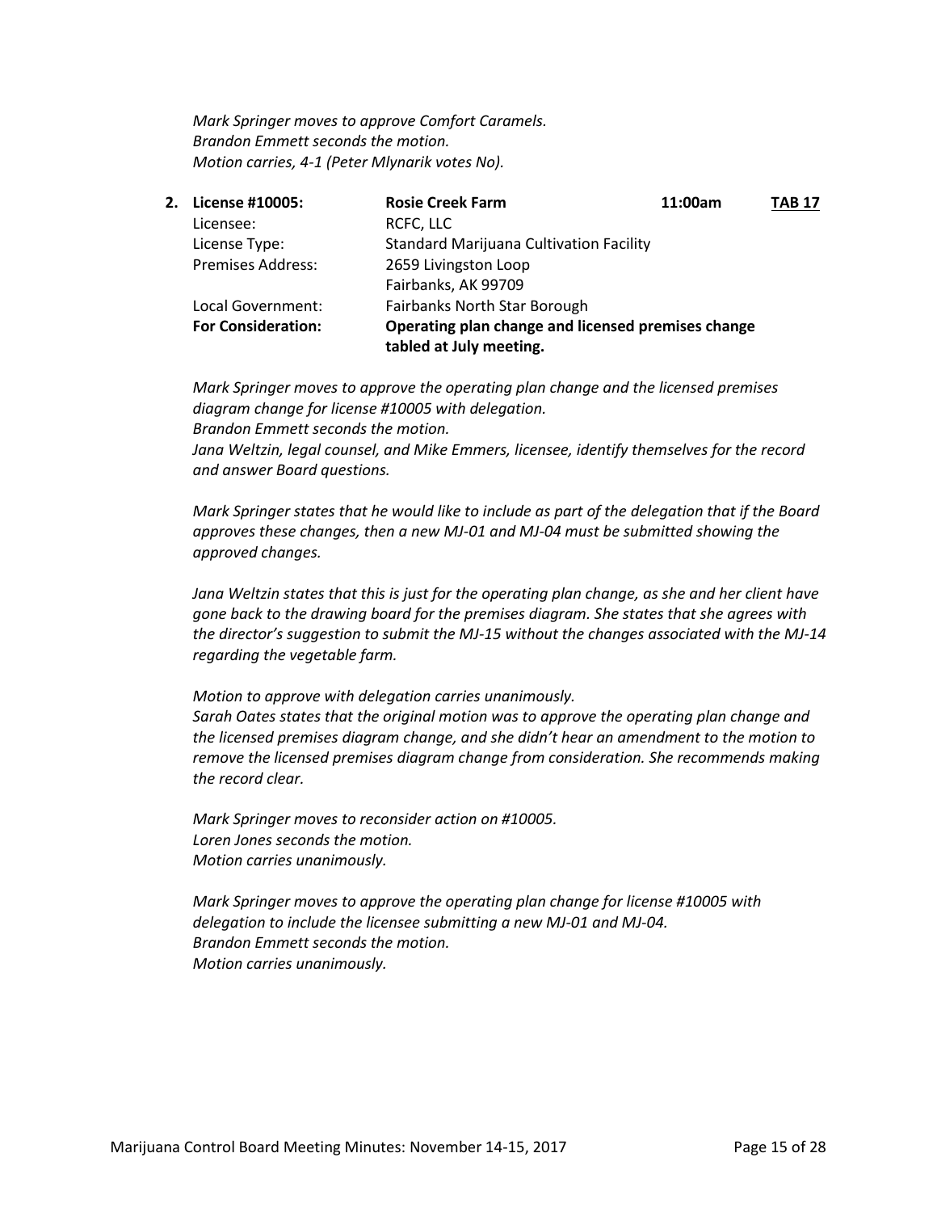*Mark Springer moves to approve Comfort Caramels.*
*Brandon Emmett seconds the motion.*
*Motion carries, 4-1 (Peter Mlynarik votes No).*

2. **License #10005:** **Rosie Creek Farm** **11:00am** **TAB 17**

| | |
|---|---|
| Licensee: | RCFC, LLC |
| License Type: | Standard Marijuana Cultivation Facility |
| Premises Address: | 2659 Livingston Loop<br>Fairbanks, AK 99709 |
| Local Government: | Fairbanks North Star Borough |
| **For Consideration:** | **Operating plan change and licensed premises change tabled at July meeting.** |

*Mark Springer moves to approve the operating plan change and the licensed premises diagram change for license #10005 with delegation.*
*Brandon Emmett seconds the motion.*
*Jana Weltzin, legal counsel, and Mike Emmers, licensee, identify themselves for the record and answer Board questions.*

*Mark Springer states that he would like to include as part of the delegation that if the Board approves these changes, then a new MJ-01 and MJ-04 must be submitted showing the approved changes.*

*Jana Weltzin states that this is just for the operating plan change, as she and her client have gone back to the drawing board for the premises diagram. She states that she agrees with the director's suggestion to submit the MJ-15 without the changes associated with the MJ-14 regarding the vegetable farm.*

*Motion to approve with delegation carries unanimously.*
*Sarah Oates states that the original motion was to approve the operating plan change and the licensed premises diagram change, and she didn't hear an amendment to the motion to remove the licensed premises diagram change from consideration. She recommends making the record clear.*

*Mark Springer moves to reconsider action on #10005.*
*Loren Jones seconds the motion.*
*Motion carries unanimously.*

*Mark Springer moves to approve the operating plan change for license #10005 with delegation to include the licensee submitting a new MJ-01 and MJ-04.*
*Brandon Emmett seconds the motion.*
*Motion carries unanimously.*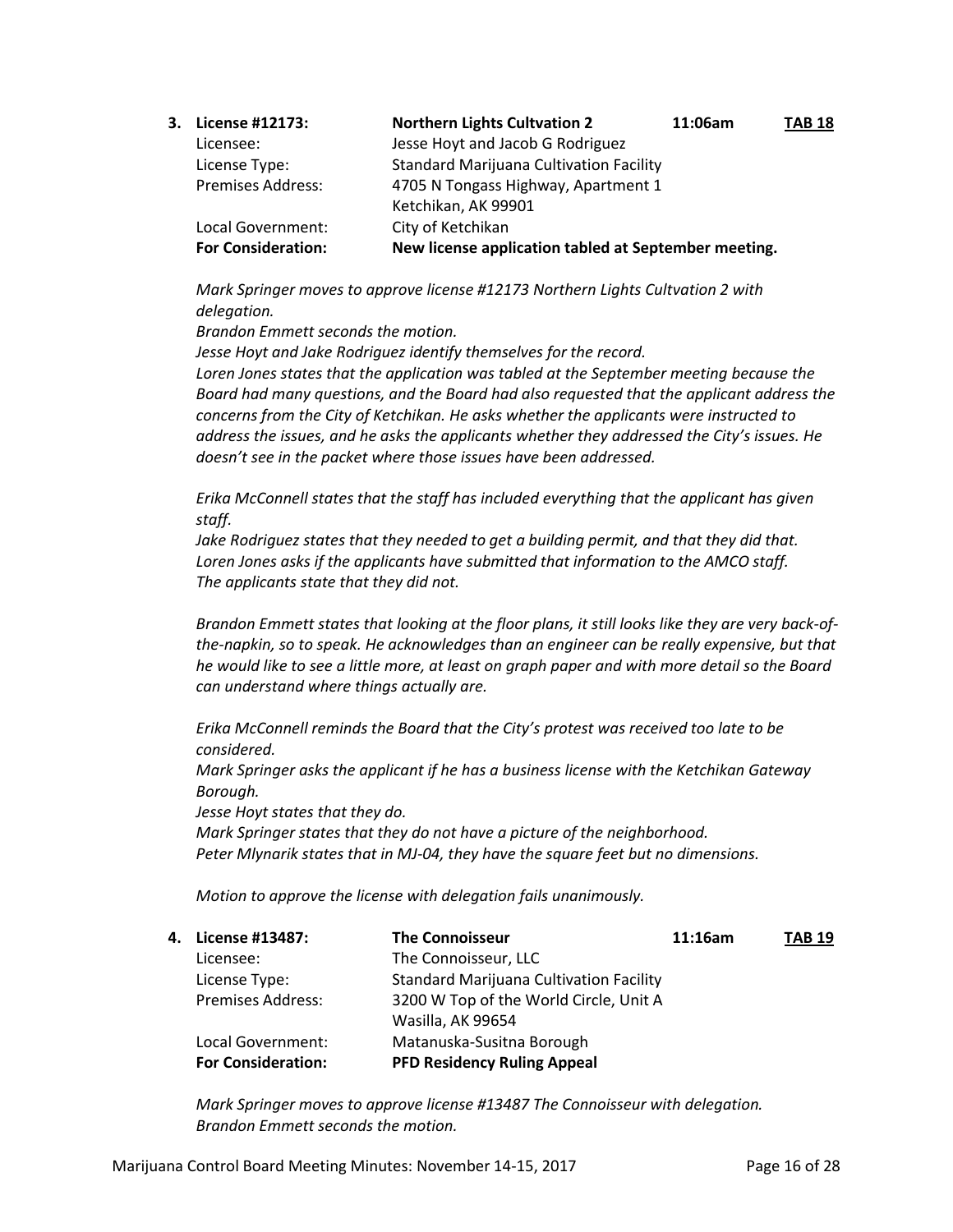**3. License #12173:** **Northern Lights Cultvation 2** **11:06am** **TAB 18**

Licensee: Jesse Hoyt and Jacob G Rodriguez
License Type: Standard Marijuana Cultivation Facility
Premises Address: 4705 N Tongass Highway, Apartment 1
Ketchikan, AK 99901
Local Government: City of Ketchikan
**For Consideration: New license application tabled at September meeting.**

*Mark Springer moves to approve license #12173 Northern Lights Cultvation 2 with delegation.*
*Brandon Emmett seconds the motion.*
*Jesse Hoyt and Jake Rodriguez identify themselves for the record.*
*Loren Jones states that the application was tabled at the September meeting because the Board had many questions, and the Board had also requested that the applicant address the concerns from the City of Ketchikan. He asks whether the applicants were instructed to address the issues, and he asks the applicants whether they addressed the City's issues. He doesn't see in the packet where those issues have been addressed.*

*Erika McConnell states that the staff has included everything that the applicant has given staff.*
*Jake Rodriguez states that they needed to get a building permit, and that they did that.*
*Loren Jones asks if the applicants have submitted that information to the AMCO staff.*
*The applicants state that they did not.*

*Brandon Emmett states that looking at the floor plans, it still looks like they are very back-of-the-napkin, so to speak. He acknowledges than an engineer can be really expensive, but that he would like to see a little more, at least on graph paper and with more detail so the Board can understand where things actually are.*

*Erika McConnell reminds the Board that the City's protest was received too late to be considered.*
*Mark Springer asks the applicant if he has a business license with the Ketchikan Gateway Borough.*
*Jesse Hoyt states that they do.*
*Mark Springer states that they do not have a picture of the neighborhood.*
*Peter Mlynarik states that in MJ-04, they have the square feet but no dimensions.*

*Motion to approve the license with delegation fails unanimously.*

**4. License #13487:** **The Connoisseur** **11:16am** **TAB 19**

Licensee: The Connoisseur, LLC
License Type: Standard Marijuana Cultivation Facility
Premises Address: 3200 W Top of the World Circle, Unit A
Wasilla, AK 99654
Local Government: Matanuska-Susitna Borough
**For Consideration: PFD Residency Ruling Appeal**

*Mark Springer moves to approve license #13487 The Connoisseur with delegation.*
*Brandon Emmett seconds the motion.*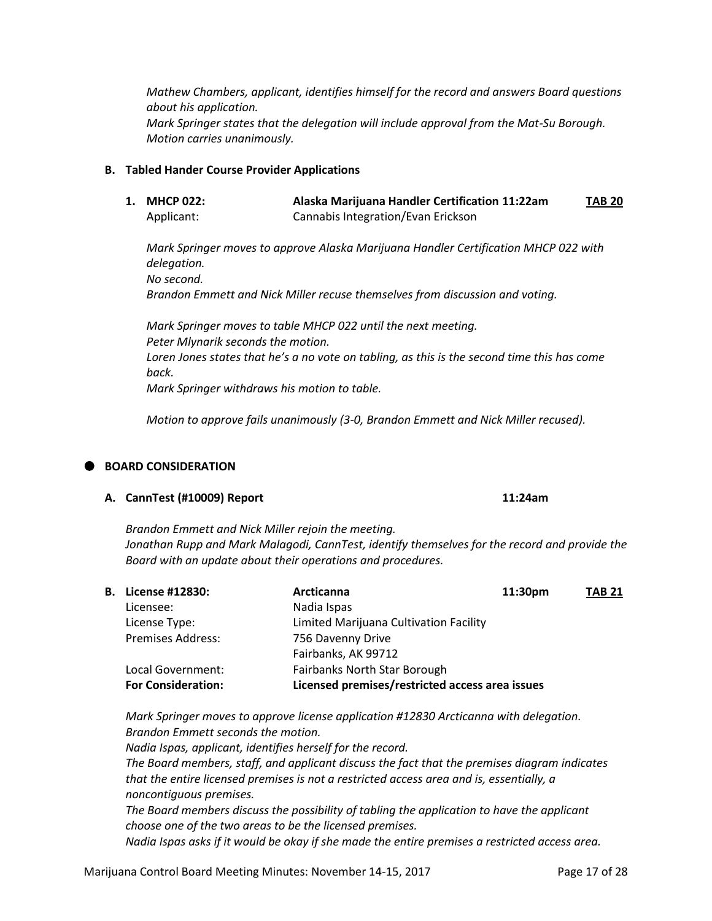*Mathew Chambers, applicant, identifies himself for the record and answers Board questions about his application.*
*Mark Springer states that the delegation will include approval from the Mat-Su Borough.*
*Motion carries unanimously.*

**B. Tabled Hander Course Provider Applications**

**1. MHCP 022:** **Alaska Marijuana Handler Certification 11:22am** **TAB 20**
Applicant: Cannabis Integration/Evan Erickson

*Mark Springer moves to approve Alaska Marijuana Handler Certification MHCP 022 with delegation.*
*No second.*
*Brandon Emmett and Nick Miller recuse themselves from discussion and voting.*

*Mark Springer moves to table MHCP 022 until the next meeting.*
*Peter Mlynarik seconds the motion.*
*Loren Jones states that he's a no vote on tabling, as this is the second time this has come back.*
*Mark Springer withdraws his motion to table.*

*Motion to approve fails unanimously (3-0, Brandon Emmett and Nick Miller recused).*

## BOARD CONSIDERATION

**A. CannTest (#10009) Report** **11:24am**

*Brandon Emmett and Nick Miller rejoin the meeting.*
*Jonathan Rupp and Mark Malagodi, CannTest, identify themselves for the record and provide the Board with an update about their operations and procedures.*

**B. License #12830:** **Arcticanna** **11:30pm** **TAB 21**

| | |
|---|---|
| Licensee: | Nadia Ispas |
| License Type: | Limited Marijuana Cultivation Facility |
| Premises Address: | 756 Davenny Drive<br>Fairbanks, AK 99712 |
| Local Government: | Fairbanks North Star Borough |
| **For Consideration:** | **Licensed premises/restricted access area issues** |

*Mark Springer moves to approve license application #12830 Arcticanna with delegation.*
*Brandon Emmett seconds the motion.*
*Nadia Ispas, applicant, identifies herself for the record.*
*The Board members, staff, and applicant discuss the fact that the premises diagram indicates that the entire licensed premises is not a restricted access area and is, essentially, a noncontiguous premises.*
*The Board members discuss the possibility of tabling the application to have the applicant choose one of the two areas to be the licensed premises.*
*Nadia Ispas asks if it would be okay if she made the entire premises a restricted access area.*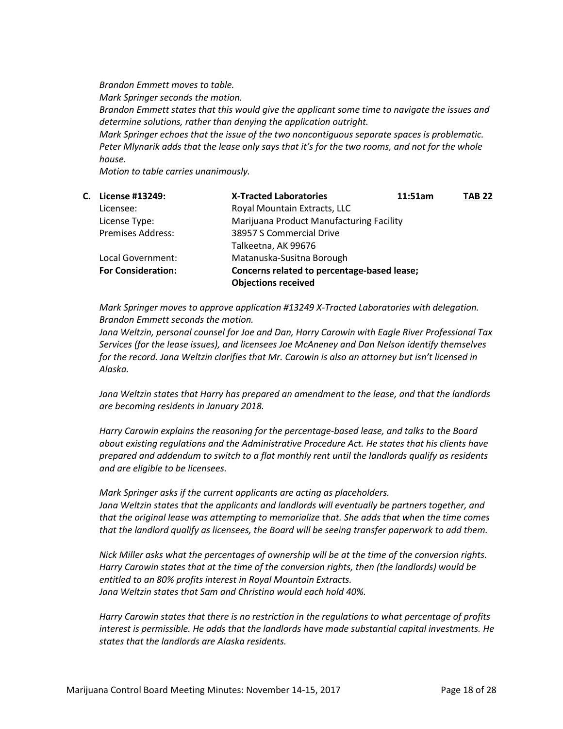*Brandon Emmett moves to table.*
*Mark Springer seconds the motion.*
*Brandon Emmett states that this would give the applicant some time to navigate the issues and determine solutions, rather than denying the application outright.*
*Mark Springer echoes that the issue of the two noncontiguous separate spaces is problematic.*
*Peter Mlynarik adds that the lease only says that it's for the two rooms, and not for the whole house.*
*Motion to table carries unanimously.*

| **C. License #13249:** | **X-Tracted Laboratories** | **11:51am** | **TAB 22** |
|---|---|---|---|
| Licensee: | Royal Mountain Extracts, LLC | | |
| License Type: | Marijuana Product Manufacturing Facility | | |
| Premises Address: | 38957 S Commercial Drive<br>Talkeetna, AK 99676 | | |
| Local Government: | Matanuska-Susitna Borough | | |
| **For Consideration:** | **Concerns related to percentage-based lease; Objections received** | | |

*Mark Springer moves to approve application #13249 X-Tracted Laboratories with delegation.*
*Brandon Emmett seconds the motion.*
*Jana Weltzin, personal counsel for Joe and Dan, Harry Carowin with Eagle River Professional Tax Services (for the lease issues), and licensees Joe McAneney and Dan Nelson identify themselves for the record. Jana Weltzin clarifies that Mr. Carowin is also an attorney but isn't licensed in Alaska.*

*Jana Weltzin states that Harry has prepared an amendment to the lease, and that the landlords are becoming residents in January 2018.*

*Harry Carowin explains the reasoning for the percentage-based lease, and talks to the Board about existing regulations and the Administrative Procedure Act. He states that his clients have prepared and addendum to switch to a flat monthly rent until the landlords qualify as residents and are eligible to be licensees.*

*Mark Springer asks if the current applicants are acting as placeholders.*
*Jana Weltzin states that the applicants and landlords will eventually be partners together, and that the original lease was attempting to memorialize that. She adds that when the time comes that the landlord qualify as licensees, the Board will be seeing transfer paperwork to add them.*

*Nick Miller asks what the percentages of ownership will be at the time of the conversion rights.*
*Harry Carowin states that at the time of the conversion rights, then (the landlords) would be entitled to an 80% profits interest in Royal Mountain Extracts.*
*Jana Weltzin states that Sam and Christina would each hold 40%.*

*Harry Carowin states that there is no restriction in the regulations to what percentage of profits interest is permissible. He adds that the landlords have made substantial capital investments. He states that the landlords are Alaska residents.*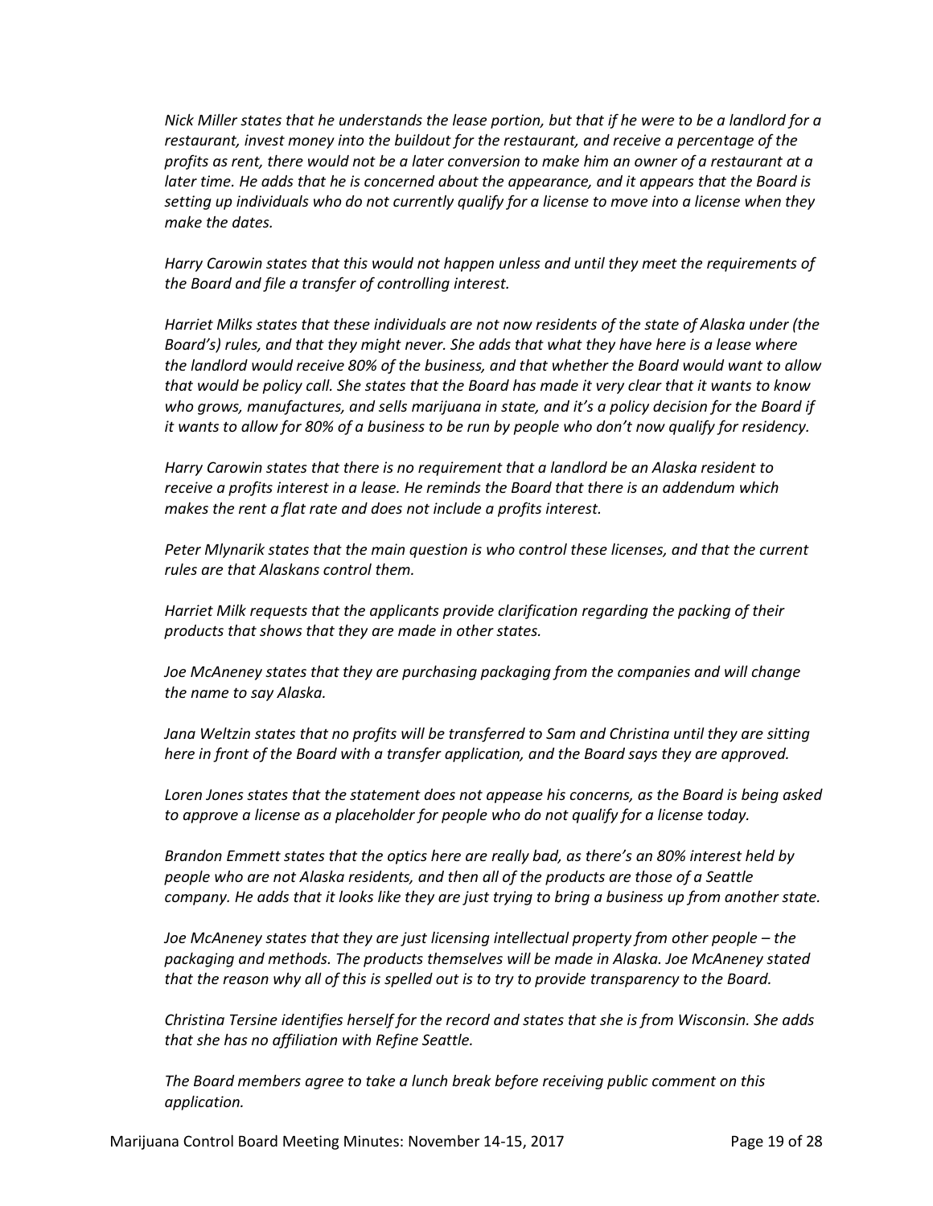*Nick Miller states that he understands the lease portion, but that if he were to be a landlord for a restaurant, invest money into the buildout for the restaurant, and receive a percentage of the profits as rent, there would not be a later conversion to make him an owner of a restaurant at a later time. He adds that he is concerned about the appearance, and it appears that the Board is setting up individuals who do not currently qualify for a license to move into a license when they make the dates.*

*Harry Carowin states that this would not happen unless and until they meet the requirements of the Board and file a transfer of controlling interest.*

*Harriet Milks states that these individuals are not now residents of the state of Alaska under (the Board's) rules, and that they might never. She adds that what they have here is a lease where the landlord would receive 80% of the business, and that whether the Board would want to allow that would be policy call. She states that the Board has made it very clear that it wants to know who grows, manufactures, and sells marijuana in state, and it's a policy decision for the Board if it wants to allow for 80% of a business to be run by people who don't now qualify for residency.*

*Harry Carowin states that there is no requirement that a landlord be an Alaska resident to receive a profits interest in a lease. He reminds the Board that there is an addendum which makes the rent a flat rate and does not include a profits interest.*

*Peter Mlynarik states that the main question is who control these licenses, and that the current rules are that Alaskans control them.*

*Harriet Milk requests that the applicants provide clarification regarding the packing of their products that shows that they are made in other states.*

*Joe McAneney states that they are purchasing packaging from the companies and will change the name to say Alaska.*

*Jana Weltzin states that no profits will be transferred to Sam and Christina until they are sitting here in front of the Board with a transfer application, and the Board says they are approved.*

*Loren Jones states that the statement does not appease his concerns, as the Board is being asked to approve a license as a placeholder for people who do not qualify for a license today.*

*Brandon Emmett states that the optics here are really bad, as there's an 80% interest held by people who are not Alaska residents, and then all of the products are those of a Seattle company. He adds that it looks like they are just trying to bring a business up from another state.*

*Joe McAneney states that they are just licensing intellectual property from other people – the packaging and methods. The products themselves will be made in Alaska. Joe McAneney stated that the reason why all of this is spelled out is to try to provide transparency to the Board.*

*Christina Tersine identifies herself for the record and states that she is from Wisconsin. She adds that she has no affiliation with Refine Seattle.*

*The Board members agree to take a lunch break before receiving public comment on this application.*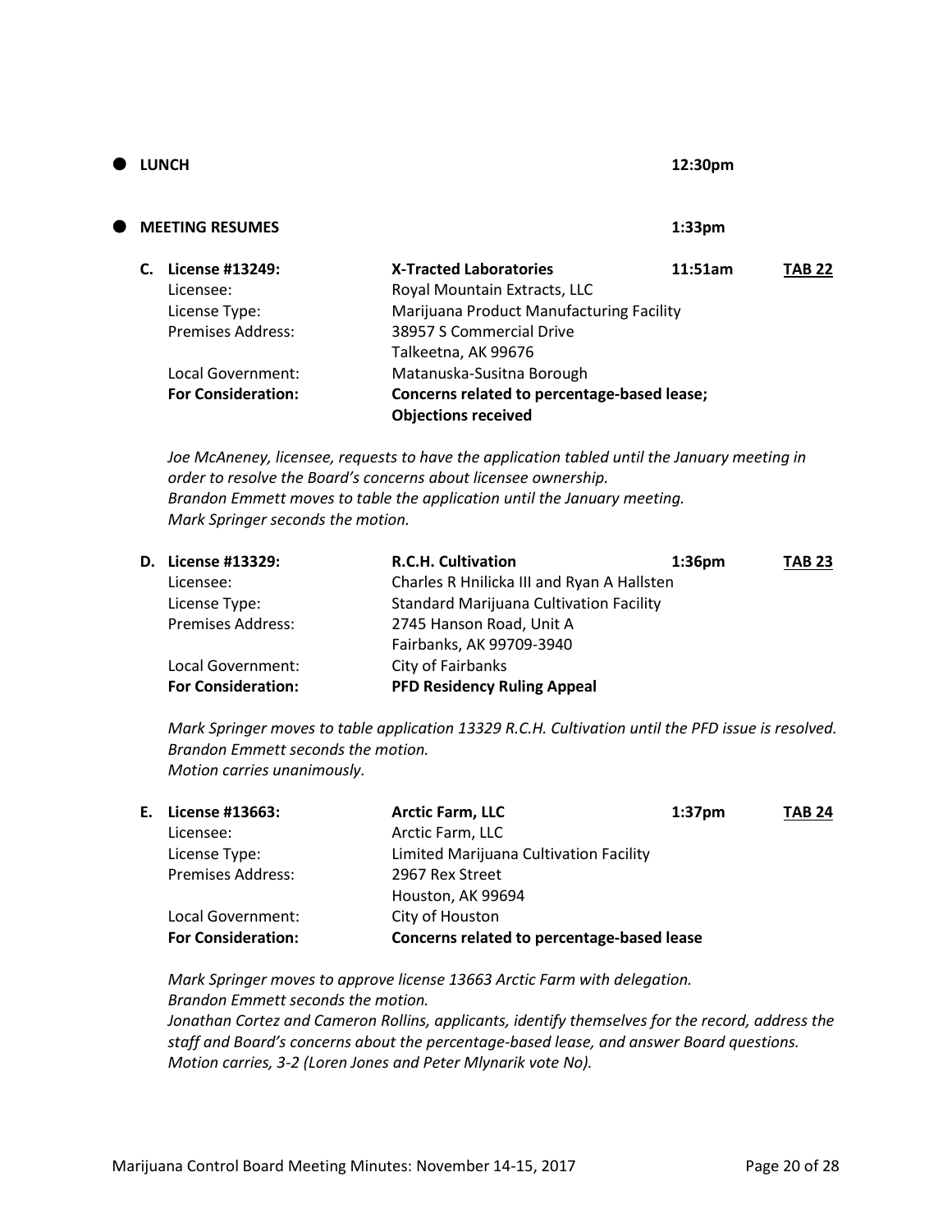- **LUNCH** **12:30pm**

- **MEETING RESUMES** **1:33pm**

**C. License #13249:** **X-Tracted Laboratories** **11:51am** **TAB 22**

| | |
|---|---|
| Licensee: | Royal Mountain Extracts, LLC |
| License Type: | Marijuana Product Manufacturing Facility |
| Premises Address: | 38957 S Commercial Drive<br>Talkeetna, AK 99676 |
| Local Government: | Matanuska-Susitna Borough |
| **For Consideration:** | **Concerns related to percentage-based lease; Objections received** |

*Joe McAneney, licensee, requests to have the application tabled until the January meeting in order to resolve the Board's concerns about licensee ownership.*
*Brandon Emmett moves to table the application until the January meeting.*
*Mark Springer seconds the motion.*

**D. License #13329:** **R.C.H. Cultivation** **1:36pm** **TAB 23**

| | |
|---|---|
| Licensee: | Charles R Hnilicka III and Ryan A Hallsten |
| License Type: | Standard Marijuana Cultivation Facility |
| Premises Address: | 2745 Hanson Road, Unit A<br>Fairbanks, AK 99709-3940 |
| Local Government: | City of Fairbanks |
| **For Consideration:** | **PFD Residency Ruling Appeal** |

*Mark Springer moves to table application 13329 R.C.H. Cultivation until the PFD issue is resolved.*
*Brandon Emmett seconds the motion.*
*Motion carries unanimously.*

**E. License #13663:** **Arctic Farm, LLC** **1:37pm** **TAB 24**

| | |
|---|---|
| Licensee: | Arctic Farm, LLC |
| License Type: | Limited Marijuana Cultivation Facility |
| Premises Address: | 2967 Rex Street<br>Houston, AK 99694 |
| Local Government: | City of Houston |
| **For Consideration:** | **Concerns related to percentage-based lease** |

*Mark Springer moves to approve license 13663 Arctic Farm with delegation.*
*Brandon Emmett seconds the motion.*
*Jonathan Cortez and Cameron Rollins, applicants, identify themselves for the record, address the staff and Board's concerns about the percentage-based lease, and answer Board questions.*
*Motion carries, 3-2 (Loren Jones and Peter Mlynarik vote No).*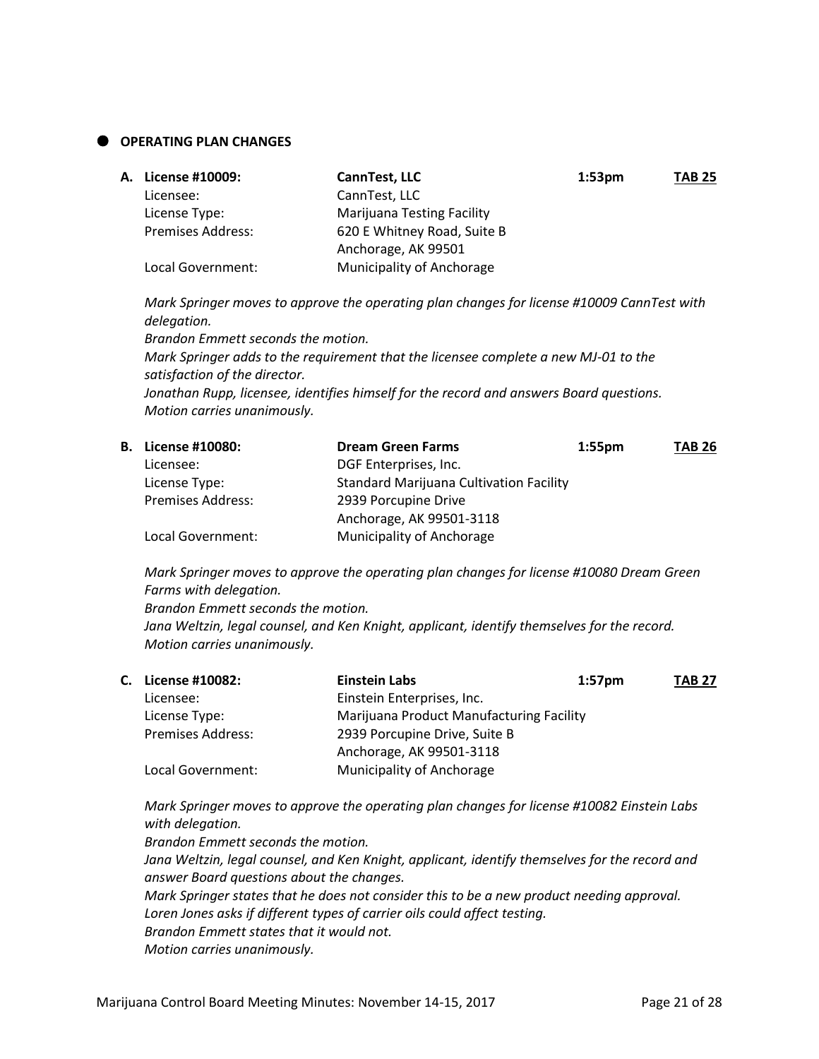- **OPERATING PLAN CHANGES**

**A. License #10009:** **CannTest, LLC** **1:53pm** **TAB 25**

Licensee: CannTest, LLC
License Type: Marijuana Testing Facility
Premises Address: 620 E Whitney Road, Suite B
Anchorage, AK 99501
Local Government: Municipality of Anchorage

*Mark Springer moves to approve the operating plan changes for license #10009 CannTest with delegation.*
*Brandon Emmett seconds the motion.*
*Mark Springer adds to the requirement that the licensee complete a new MJ-01 to the satisfaction of the director.*
*Jonathan Rupp, licensee, identifies himself for the record and answers Board questions.*
*Motion carries unanimously.*

**B. License #10080:** **Dream Green Farms** **1:55pm** **TAB 26**

Licensee: DGF Enterprises, Inc.
License Type: Standard Marijuana Cultivation Facility
Premises Address: 2939 Porcupine Drive
Anchorage, AK 99501-3118
Local Government: Municipality of Anchorage

*Mark Springer moves to approve the operating plan changes for license #10080 Dream Green Farms with delegation.*
*Brandon Emmett seconds the motion.*
*Jana Weltzin, legal counsel, and Ken Knight, applicant, identify themselves for the record.*
*Motion carries unanimously.*

**C. License #10082:** **Einstein Labs** **1:57pm** **TAB 27**

Licensee: Einstein Enterprises, Inc.
License Type: Marijuana Product Manufacturing Facility
Premises Address: 2939 Porcupine Drive, Suite B
Anchorage, AK 99501-3118
Local Government: Municipality of Anchorage

*Mark Springer moves to approve the operating plan changes for license #10082 Einstein Labs with delegation.*
*Brandon Emmett seconds the motion.*
*Jana Weltzin, legal counsel, and Ken Knight, applicant, identify themselves for the record and answer Board questions about the changes.*
*Mark Springer states that he does not consider this to be a new product needing approval.*
*Loren Jones asks if different types of carrier oils could affect testing.*
*Brandon Emmett states that it would not.*
*Motion carries unanimously.*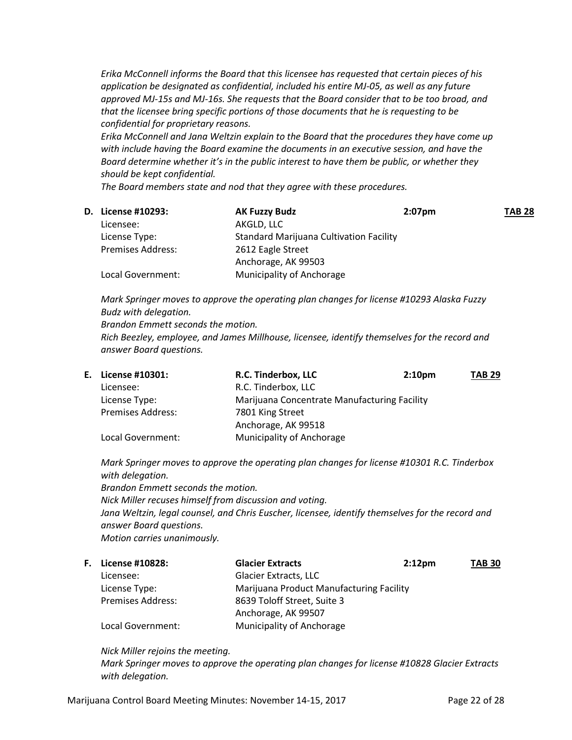*Erika McConnell informs the Board that this licensee has requested that certain pieces of his application be designated as confidential, included his entire MJ-05, as well as any future approved MJ-15s and MJ-16s. She requests that the Board consider that to be too broad, and that the licensee bring specific portions of those documents that he is requesting to be confidential for proprietary reasons.*
*Erika McConnell and Jana Weltzin explain to the Board that the procedures they have come up with include having the Board examine the documents in an executive session, and have the Board determine whether it's in the public interest to have them be public, or whether they should be kept confidential.*
*The Board members state and nod that they agree with these procedures.*

**D. License #10293:** **AK Fuzzy Budz** **2:07pm** **TAB 28**

| | |
|---|---|
| Licensee: | AKGLD, LLC |
| License Type: | Standard Marijuana Cultivation Facility |
| Premises Address: | 2612 Eagle Street<br>Anchorage, AK 99503 |
| Local Government: | Municipality of Anchorage |

*Mark Springer moves to approve the operating plan changes for license #10293 Alaska Fuzzy Budz with delegation.*
*Brandon Emmett seconds the motion.*
*Rich Beezley, employee, and James Millhouse, licensee, identify themselves for the record and answer Board questions.*

**E. License #10301:** **R.C. Tinderbox, LLC** **2:10pm** **TAB 29**

| | |
|---|---|
| Licensee: | R.C. Tinderbox, LLC |
| License Type: | Marijuana Concentrate Manufacturing Facility |
| Premises Address: | 7801 King Street<br>Anchorage, AK 99518 |
| Local Government: | Municipality of Anchorage |

*Mark Springer moves to approve the operating plan changes for license #10301 R.C. Tinderbox with delegation.*
*Brandon Emmett seconds the motion.*
*Nick Miller recuses himself from discussion and voting.*
*Jana Weltzin, legal counsel, and Chris Euscher, licensee, identify themselves for the record and answer Board questions.*
*Motion carries unanimously.*

**F. License #10828:** **Glacier Extracts** **2:12pm** **TAB 30**

| | |
|---|---|
| Licensee: | Glacier Extracts, LLC |
| License Type: | Marijuana Product Manufacturing Facility |
| Premises Address: | 8639 Toloff Street, Suite 3<br>Anchorage, AK 99507 |
| Local Government: | Municipality of Anchorage |

*Nick Miller rejoins the meeting.*
*Mark Springer moves to approve the operating plan changes for license #10828 Glacier Extracts with delegation.*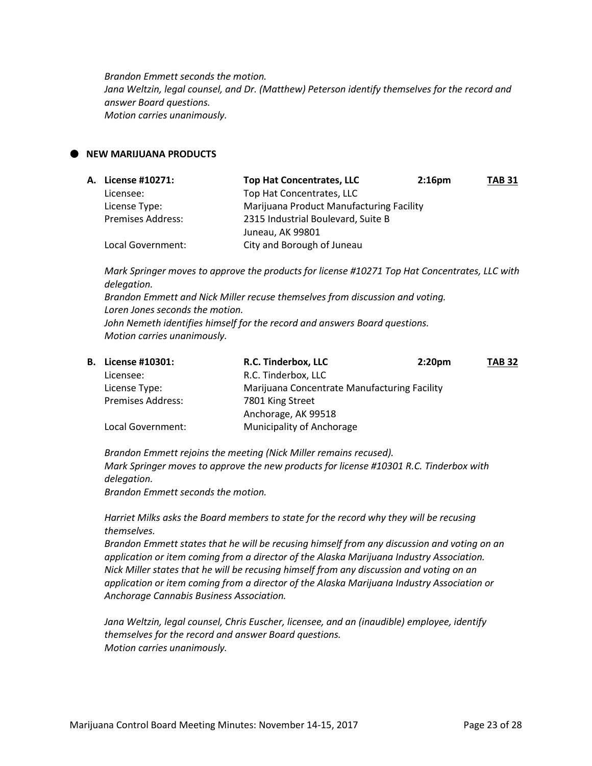*Brandon Emmett seconds the motion.*
*Jana Weltzin, legal counsel, and Dr. (Matthew) Peterson identify themselves for the record and answer Board questions.*
*Motion carries unanimously.*

- **NEW MARIJUANA PRODUCTS**

**A. License #10271:** **Top Hat Concentrates, LLC** **2:16pm** **TAB 31**

| | |
|---|---|
| Licensee: | Top Hat Concentrates, LLC |
| License Type: | Marijuana Product Manufacturing Facility |
| Premises Address: | 2315 Industrial Boulevard, Suite B<br>Juneau, AK 99801 |
| Local Government: | City and Borough of Juneau |

*Mark Springer moves to approve the products for license #10271 Top Hat Concentrates, LLC with delegation.*
*Brandon Emmett and Nick Miller recuse themselves from discussion and voting.*
*Loren Jones seconds the motion.*
*John Nemeth identifies himself for the record and answers Board questions.*
*Motion carries unanimously.*

**B. License #10301:** **R.C. Tinderbox, LLC** **2:20pm** **TAB 32**

| | |
|---|---|
| Licensee: | R.C. Tinderbox, LLC |
| License Type: | Marijuana Concentrate Manufacturing Facility |
| Premises Address: | 7801 King Street<br>Anchorage, AK 99518 |
| Local Government: | Municipality of Anchorage |

*Brandon Emmett rejoins the meeting (Nick Miller remains recused).*
*Mark Springer moves to approve the new products for license #10301 R.C. Tinderbox with delegation.*
*Brandon Emmett seconds the motion.*

*Harriet Milks asks the Board members to state for the record why they will be recusing themselves.*
*Brandon Emmett states that he will be recusing himself from any discussion and voting on an application or item coming from a director of the Alaska Marijuana Industry Association.*
*Nick Miller states that he will be recusing himself from any discussion and voting on an application or item coming from a director of the Alaska Marijuana Industry Association or Anchorage Cannabis Business Association.*

*Jana Weltzin, legal counsel, Chris Euscher, licensee, and an (inaudible) employee, identify themselves for the record and answer Board questions.*
*Motion carries unanimously.*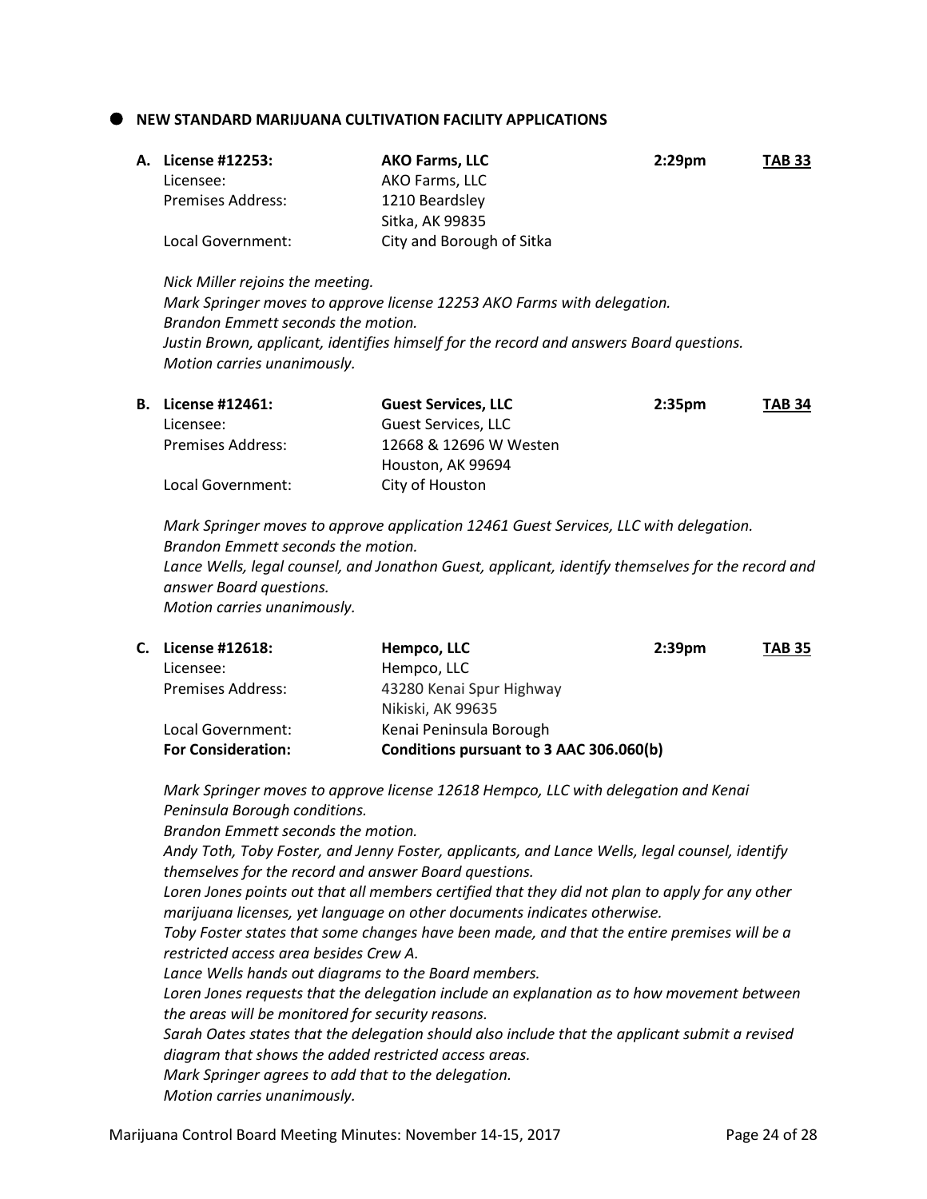- **NEW STANDARD MARIJUANA CULTIVATION FACILITY APPLICATIONS**

**A. License #12253:** **AKO Farms, LLC** **2:29pm** **TAB 33**

Licensee: AKO Farms, LLC
Premises Address: 1210 Beardsley
Sitka, AK 99835
Local Government: City and Borough of Sitka

*Nick Miller rejoins the meeting.*
*Mark Springer moves to approve license 12253 AKO Farms with delegation.*
*Brandon Emmett seconds the motion.*
*Justin Brown, applicant, identifies himself for the record and answers Board questions.*
*Motion carries unanimously.*

**B. License #12461:** **Guest Services, LLC** **2:35pm** **TAB 34**

Licensee: Guest Services, LLC
Premises Address: 12668 & 12696 W Westen
Houston, AK 99694
Local Government: City of Houston

*Mark Springer moves to approve application 12461 Guest Services, LLC with delegation.*
*Brandon Emmett seconds the motion.*
*Lance Wells, legal counsel, and Jonathon Guest, applicant, identify themselves for the record and answer Board questions.*
*Motion carries unanimously.*

**C. License #12618:** **Hempco, LLC** **2:39pm** **TAB 35**

Licensee: Hempco, LLC
Premises Address: 43280 Kenai Spur Highway
Nikiski, AK 99635
Local Government: Kenai Peninsula Borough
**For Consideration:** **Conditions pursuant to 3 AAC 306.060(b)**

*Mark Springer moves to approve license 12618 Hempco, LLC with delegation and Kenai Peninsula Borough conditions.*
*Brandon Emmett seconds the motion.*
*Andy Toth, Toby Foster, and Jenny Foster, applicants, and Lance Wells, legal counsel, identify themselves for the record and answer Board questions.*
*Loren Jones points out that all members certified that they did not plan to apply for any other marijuana licenses, yet language on other documents indicates otherwise.*
*Toby Foster states that some changes have been made, and that the entire premises will be a restricted access area besides Crew A.*
*Lance Wells hands out diagrams to the Board members.*
*Loren Jones requests that the delegation include an explanation as to how movement between the areas will be monitored for security reasons.*
*Sarah Oates states that the delegation should also include that the applicant submit a revised diagram that shows the added restricted access areas.*
*Mark Springer agrees to add that to the delegation.*
*Motion carries unanimously.*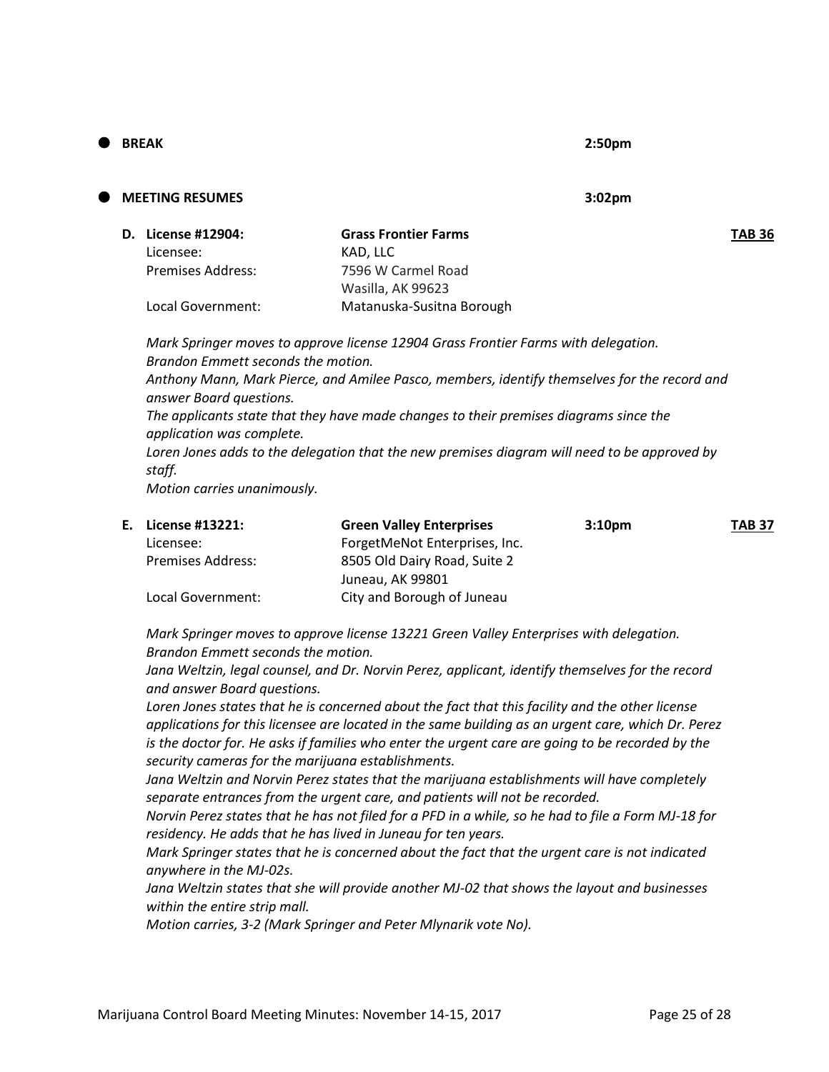- **BREAK** 2:50pm

- **MEETING RESUMES** 3:02pm

**D. License #12904:** **Grass Frontier Farms** **TAB 36**

Licensee: KAD, LLC
Premises Address: 7596 W Carmel Road
Wasilla, AK 99623
Local Government: Matanuska-Susitna Borough

*Mark Springer moves to approve license 12904 Grass Frontier Farms with delegation.*
*Brandon Emmett seconds the motion.*
*Anthony Mann, Mark Pierce, and Amilee Pasco, members, identify themselves for the record and answer Board questions.*
*The applicants state that they have made changes to their premises diagrams since the application was complete.*
*Loren Jones adds to the delegation that the new premises diagram will need to be approved by staff.*
*Motion carries unanimously.*

**E. License #13221:** **Green Valley Enterprises** **3:10pm** **TAB 37**

Licensee: ForgetMeNot Enterprises, Inc.
Premises Address: 8505 Old Dairy Road, Suite 2
Juneau, AK 99801
Local Government: City and Borough of Juneau

*Mark Springer moves to approve license 13221 Green Valley Enterprises with delegation.*
*Brandon Emmett seconds the motion.*
*Jana Weltzin, legal counsel, and Dr. Norvin Perez, applicant, identify themselves for the record and answer Board questions.*
*Loren Jones states that he is concerned about the fact that this facility and the other license applications for this licensee are located in the same building as an urgent care, which Dr. Perez is the doctor for. He asks if families who enter the urgent care are going to be recorded by the security cameras for the marijuana establishments.*
*Jana Weltzin and Norvin Perez states that the marijuana establishments will have completely separate entrances from the urgent care, and patients will not be recorded.*
*Norvin Perez states that he has not filed for a PFD in a while, so he had to file a Form MJ-18 for residency. He adds that he has lived in Juneau for ten years.*
*Mark Springer states that he is concerned about the fact that the urgent care is not indicated anywhere in the MJ-02s.*
*Jana Weltzin states that she will provide another MJ-02 that shows the layout and businesses within the entire strip mall.*
*Motion carries, 3-2 (Mark Springer and Peter Mlynarik vote No).*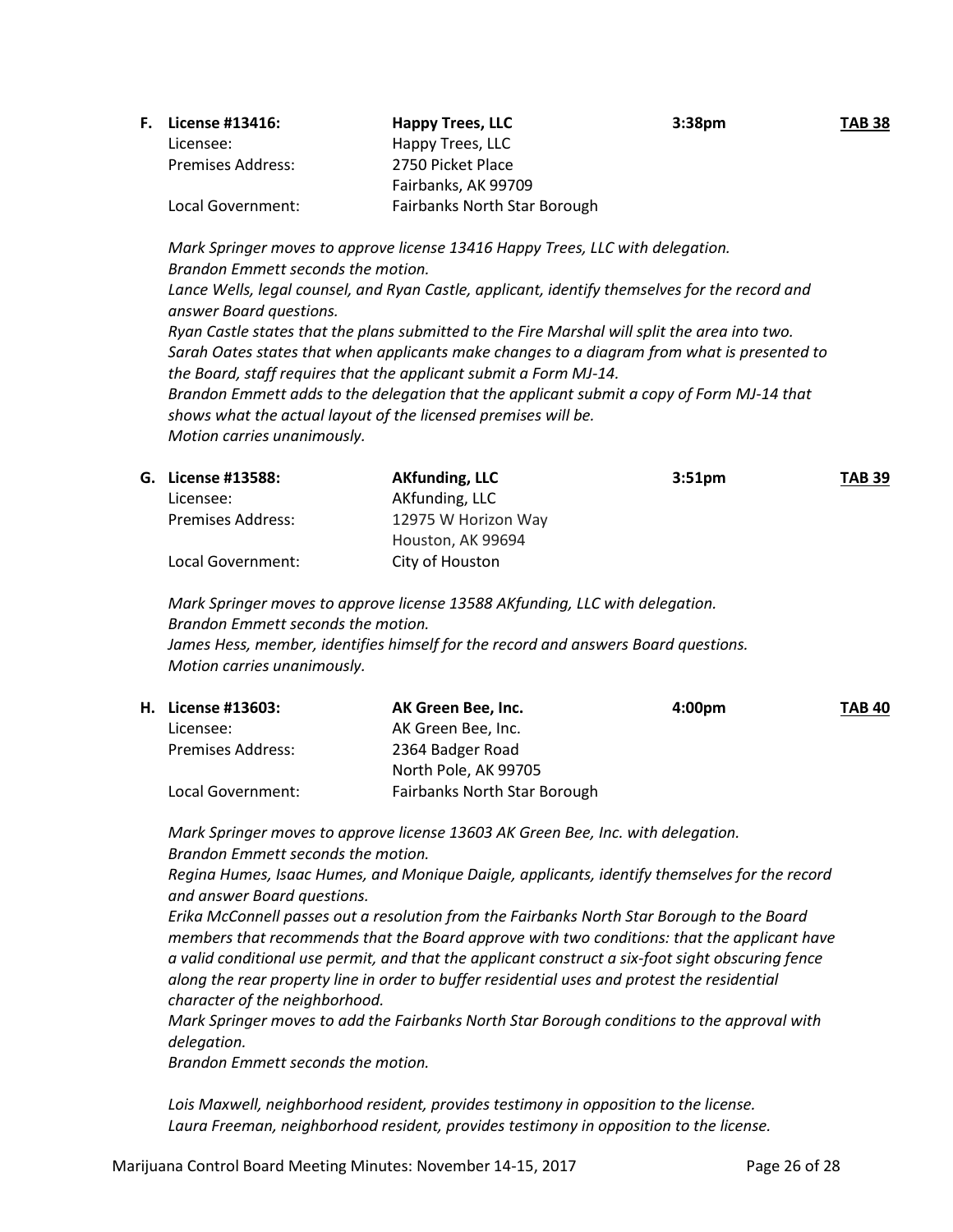**F. License #13416: Happy Trees, LLC 3:38pm <u>TAB 38</u>**

Licensee: Happy Trees, LLC
Premises Address: 2750 Picket Place
Fairbanks, AK 99709
Local Government: Fairbanks North Star Borough

*Mark Springer moves to approve license 13416 Happy Trees, LLC with delegation.*
*Brandon Emmett seconds the motion.*
*Lance Wells, legal counsel, and Ryan Castle, applicant, identify themselves for the record and answer Board questions.*
*Ryan Castle states that the plans submitted to the Fire Marshal will split the area into two.*
*Sarah Oates states that when applicants make changes to a diagram from what is presented to the Board, staff requires that the applicant submit a Form MJ-14.*
*Brandon Emmett adds to the delegation that the applicant submit a copy of Form MJ-14 that shows what the actual layout of the licensed premises will be.*
*Motion carries unanimously.*

**G. License #13588: AKfunding, LLC 3:51pm <u>TAB 39</u>**

Licensee: AKfunding, LLC
Premises Address: 12975 W Horizon Way
Houston, AK 99694
Local Government: City of Houston

*Mark Springer moves to approve license 13588 AKfunding, LLC with delegation.*
*Brandon Emmett seconds the motion.*
*James Hess, member, identifies himself for the record and answers Board questions.*
*Motion carries unanimously.*

**H. License #13603: AK Green Bee, Inc. 4:00pm <u>TAB 40</u>**

Licensee: AK Green Bee, Inc.
Premises Address: 2364 Badger Road
North Pole, AK 99705
Local Government: Fairbanks North Star Borough

*Mark Springer moves to approve license 13603 AK Green Bee, Inc. with delegation.*
*Brandon Emmett seconds the motion.*
*Regina Humes, Isaac Humes, and Monique Daigle, applicants, identify themselves for the record and answer Board questions.*
*Erika McConnell passes out a resolution from the Fairbanks North Star Borough to the Board members that recommends that the Board approve with two conditions: that the applicant have a valid conditional use permit, and that the applicant construct a six-foot sight obscuring fence along the rear property line in order to buffer residential uses and protest the residential character of the neighborhood.*
*Mark Springer moves to add the Fairbanks North Star Borough conditions to the approval with delegation.*
*Brandon Emmett seconds the motion.*

*Lois Maxwell, neighborhood resident, provides testimony in opposition to the license.*
*Laura Freeman, neighborhood resident, provides testimony in opposition to the license.*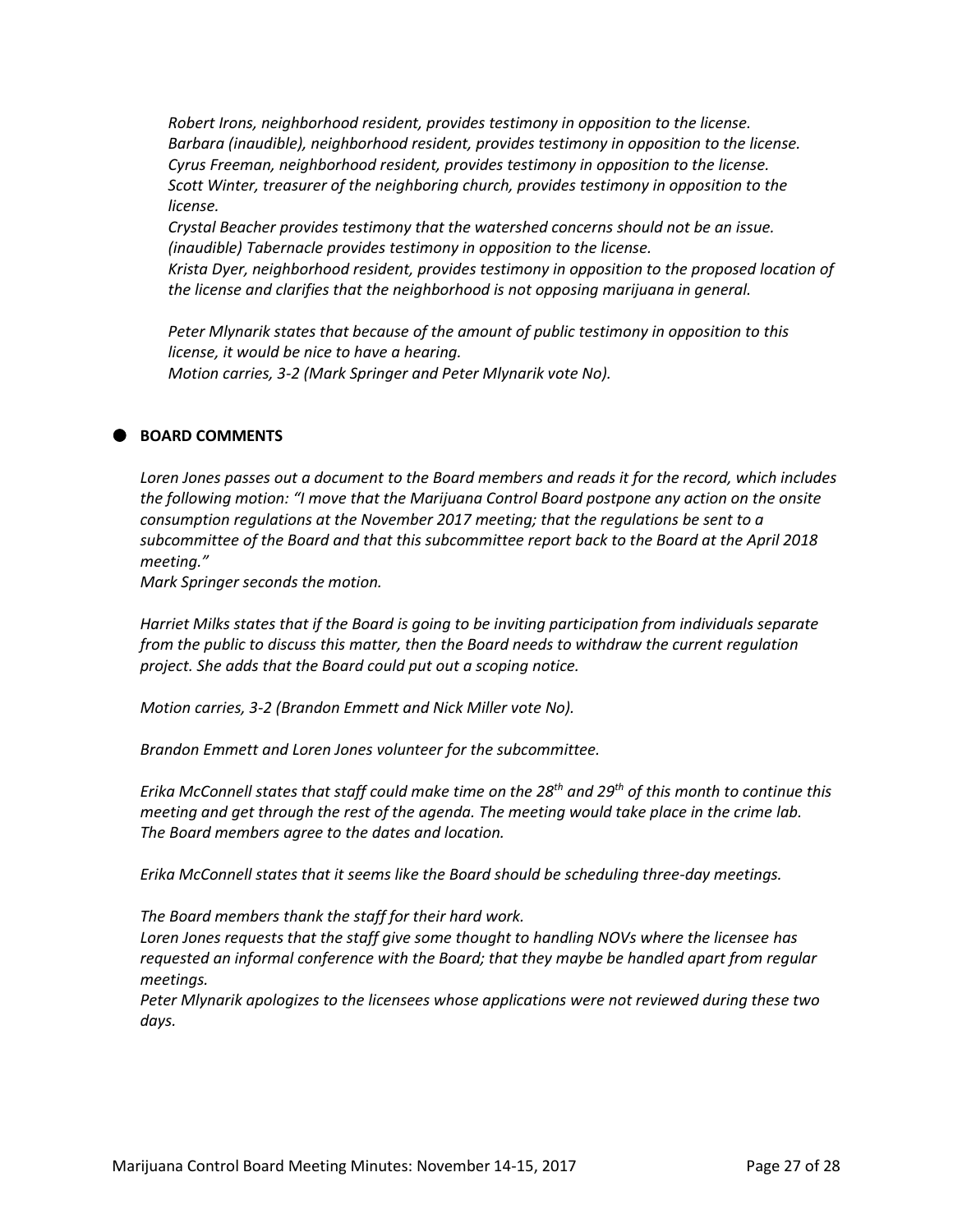*Robert Irons, neighborhood resident, provides testimony in opposition to the license.*
*Barbara (inaudible), neighborhood resident, provides testimony in opposition to the license.*
*Cyrus Freeman, neighborhood resident, provides testimony in opposition to the license.*
*Scott Winter, treasurer of the neighboring church, provides testimony in opposition to the license.*
*Crystal Beacher provides testimony that the watershed concerns should not be an issue.*
*(inaudible) Tabernacle provides testimony in opposition to the license.*
*Krista Dyer, neighborhood resident, provides testimony in opposition to the proposed location of the license and clarifies that the neighborhood is not opposing marijuana in general.*

*Peter Mlynarik states that because of the amount of public testimony in opposition to this license, it would be nice to have a hearing.*
*Motion carries, 3-2 (Mark Springer and Peter Mlynarik vote No).*

- **BOARD COMMENTS**

*Loren Jones passes out a document to the Board members and reads it for the record, which includes the following motion: "I move that the Marijuana Control Board postpone any action on the onsite consumption regulations at the November 2017 meeting; that the regulations be sent to a subcommittee of the Board and that this subcommittee report back to the Board at the April 2018 meeting."*
*Mark Springer seconds the motion.*

*Harriet Milks states that if the Board is going to be inviting participation from individuals separate from the public to discuss this matter, then the Board needs to withdraw the current regulation project. She adds that the Board could put out a scoping notice.*

*Motion carries, 3-2 (Brandon Emmett and Nick Miller vote No).*

*Brandon Emmett and Loren Jones volunteer for the subcommittee.*

*Erika McConnell states that staff could make time on the 28th and 29th of this month to continue this meeting and get through the rest of the agenda. The meeting would take place in the crime lab. The Board members agree to the dates and location.*

*Erika McConnell states that it seems like the Board should be scheduling three-day meetings.*

*The Board members thank the staff for their hard work.*
*Loren Jones requests that the staff give some thought to handling NOVs where the licensee has requested an informal conference with the Board; that they maybe be handled apart from regular meetings.*
*Peter Mlynarik apologizes to the licensees whose applications were not reviewed during these two days.*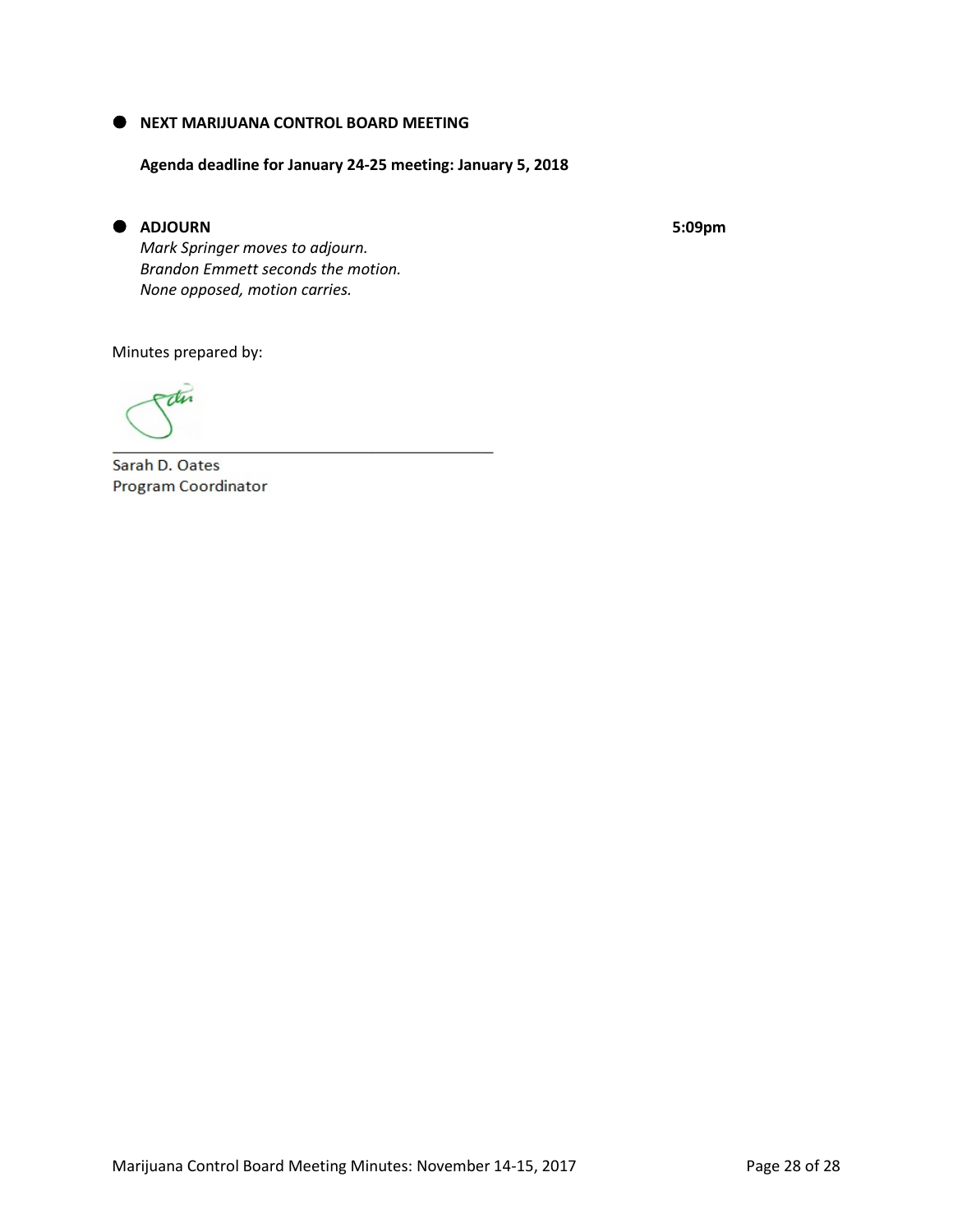- **NEXT MARIJUANA CONTROL BOARD MEETING**

  **Agenda deadline for January 24-25 meeting: January 5, 2018**

- **ADJOURN** **5:09pm**

  *Mark Springer moves to adjourn.*
  *Brandon Emmett seconds the motion.*
  *None opposed, motion carries.*

Minutes prepared by:

Sarah D. Oates
Program Coordinator